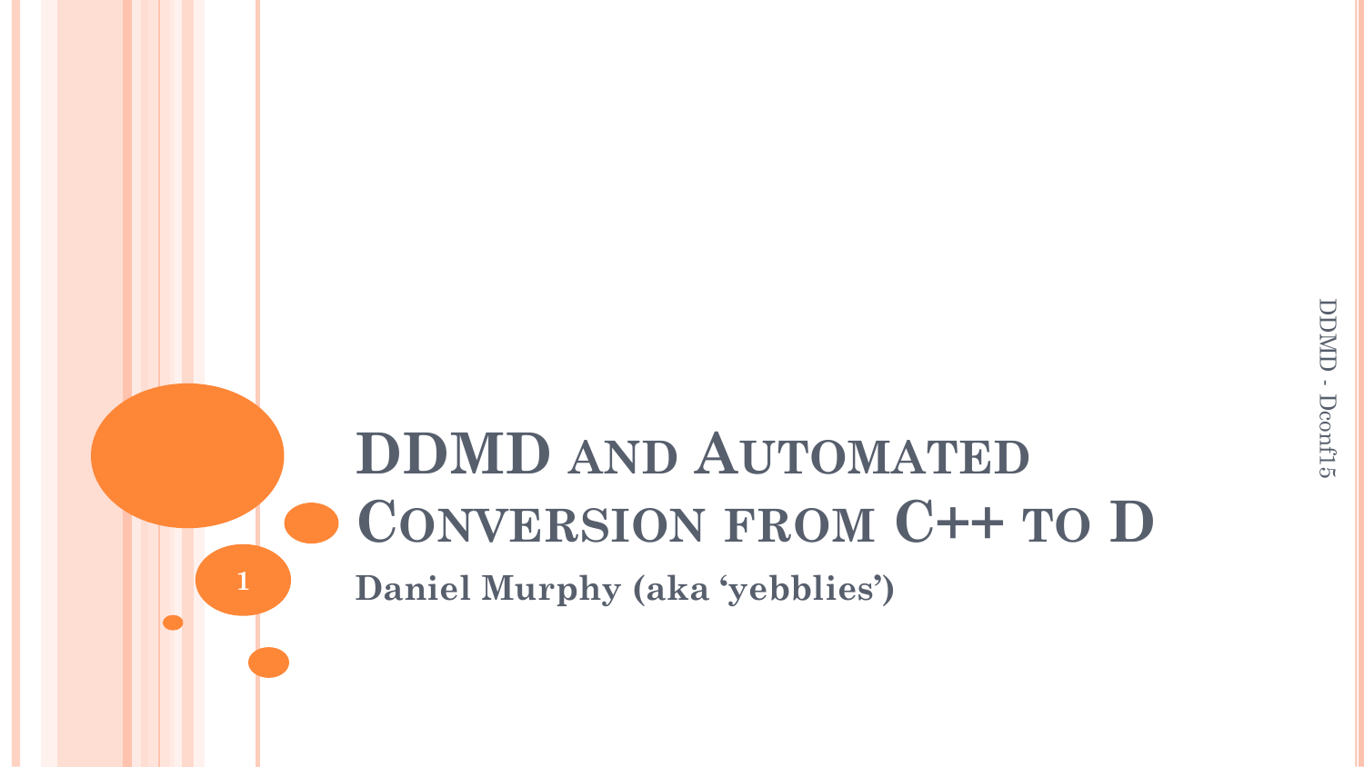# DDMD and Automated Conversion from C++ to D

**Daniel Murphy (aka 'yebblies')**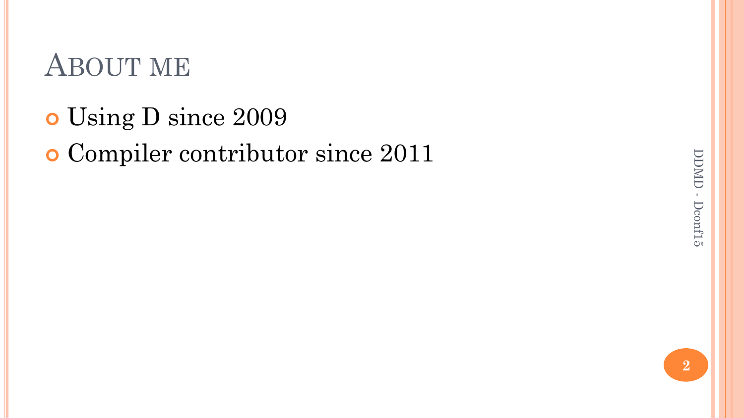## About me

- Using D since 2009
- Compiler contributor since 2011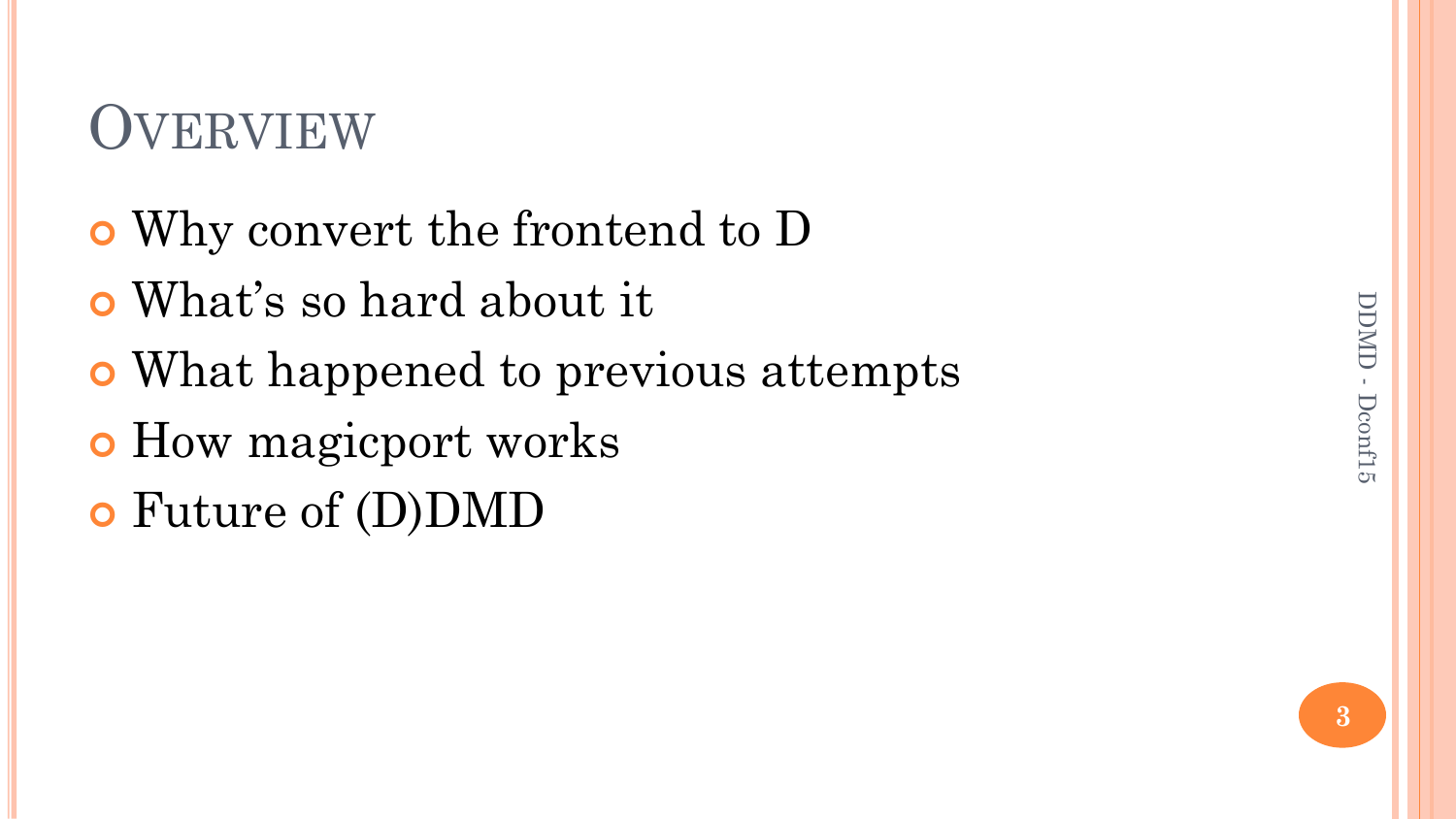# Overview

- Why convert the frontend to D
- What's so hard about it
- What happened to previous attempts
- How magicport works
- Future of (D)DMD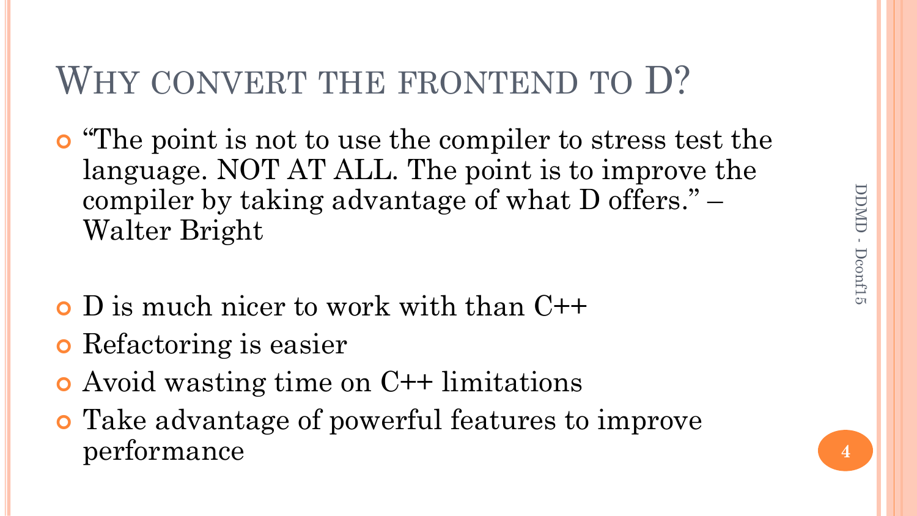# Why convert the frontend to D?

- "The point is not to use the compiler to stress test the language. NOT AT ALL. The point is to improve the compiler by taking advantage of what D offers." – Walter Bright

- D is much nicer to work with than C++
- Refactoring is easier
- Avoid wasting time on C++ limitations
- Take advantage of powerful features to improve performance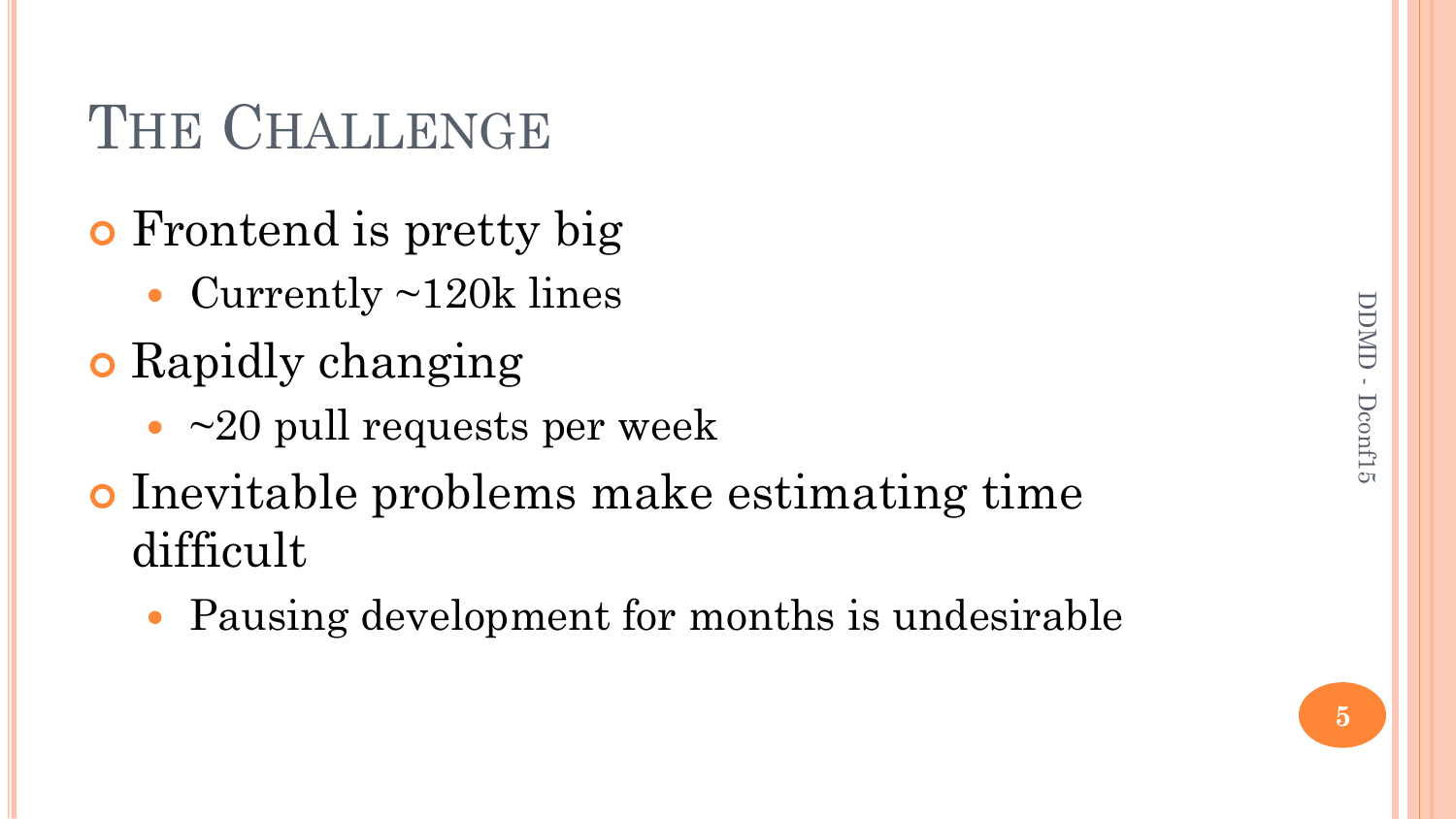# The Challenge

- Frontend is pretty big
  - Currently ~120k lines
- Rapidly changing
  - ~20 pull requests per week
- Inevitable problems make estimating time difficult
  - Pausing development for months is undesirable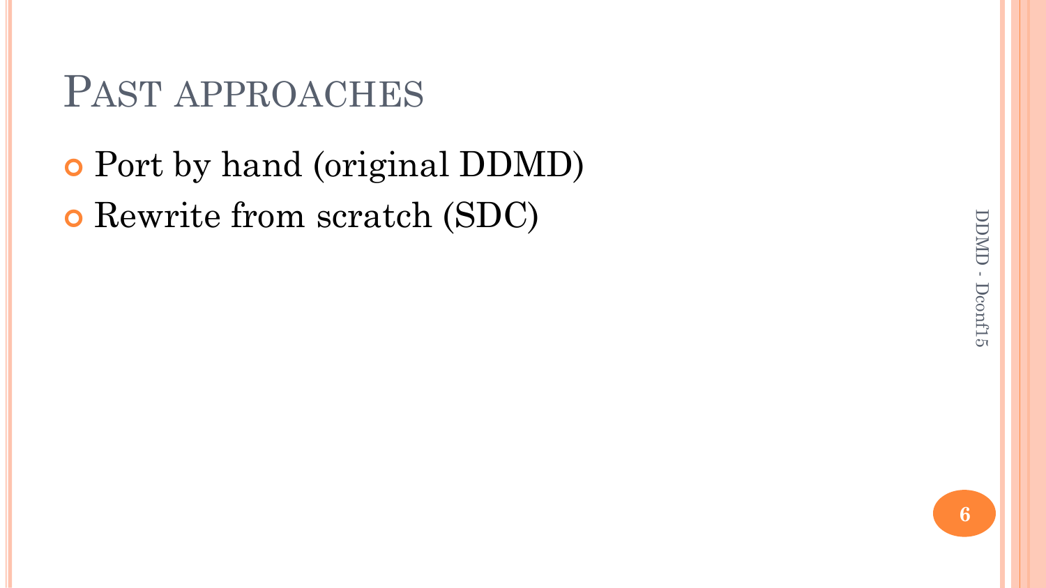# Past approaches

- Port by hand (original DDMD)
- Rewrite from scratch (SDC)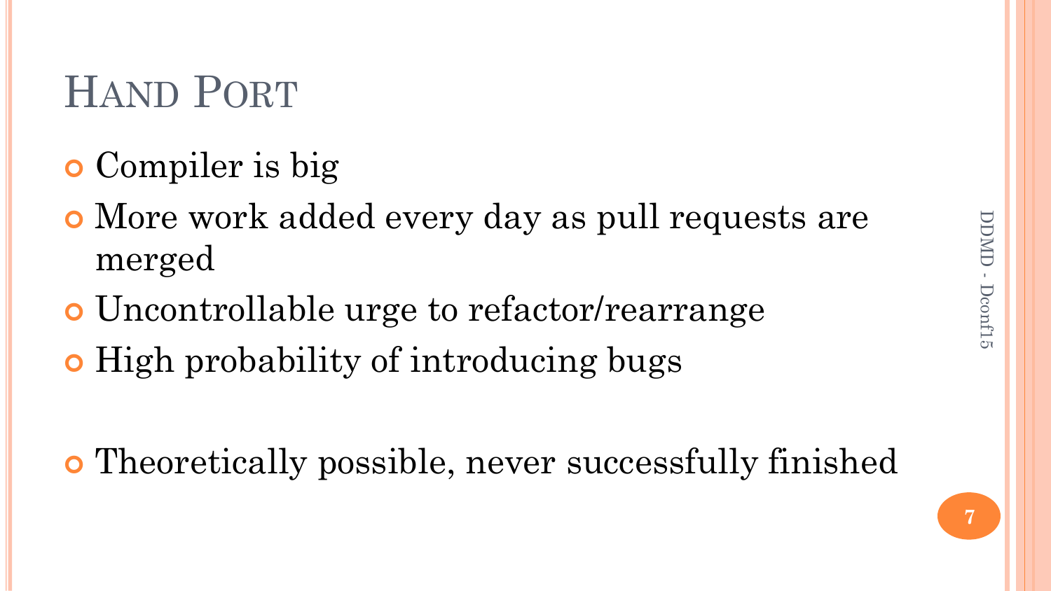# Hand Port

- Compiler is big
- More work added every day as pull requests are merged
- Uncontrollable urge to refactor/rearrange
- High probability of introducing bugs

- Theoretically possible, never successfully finished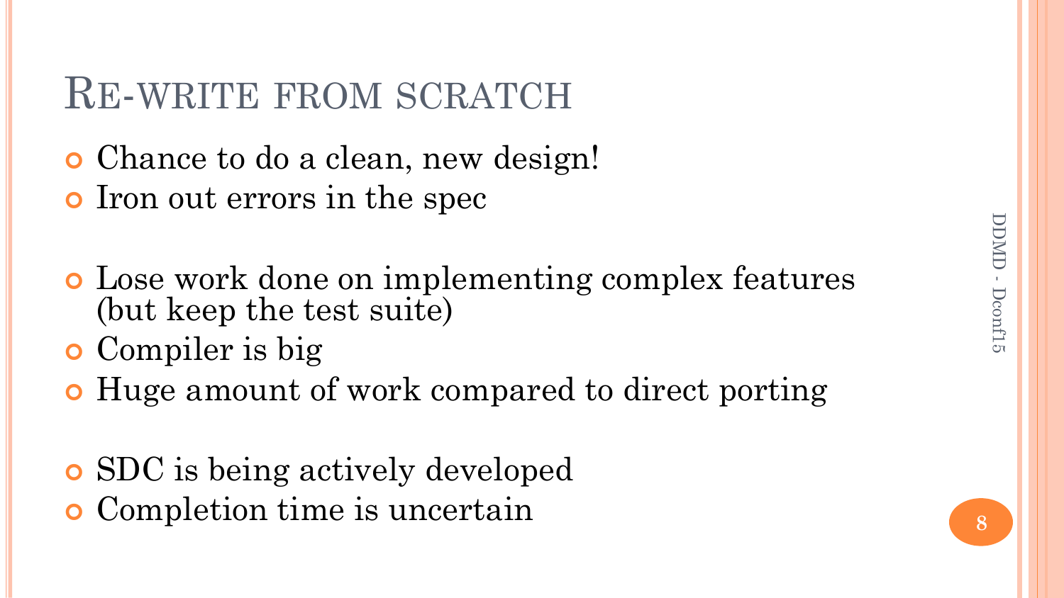# Re-write from scratch

- Chance to do a clean, new design!
- Iron out errors in the spec

- Lose work done on implementing complex features (but keep the test suite)
- Compiler is big
- Huge amount of work compared to direct porting

- SDC is being actively developed
- Completion time is uncertain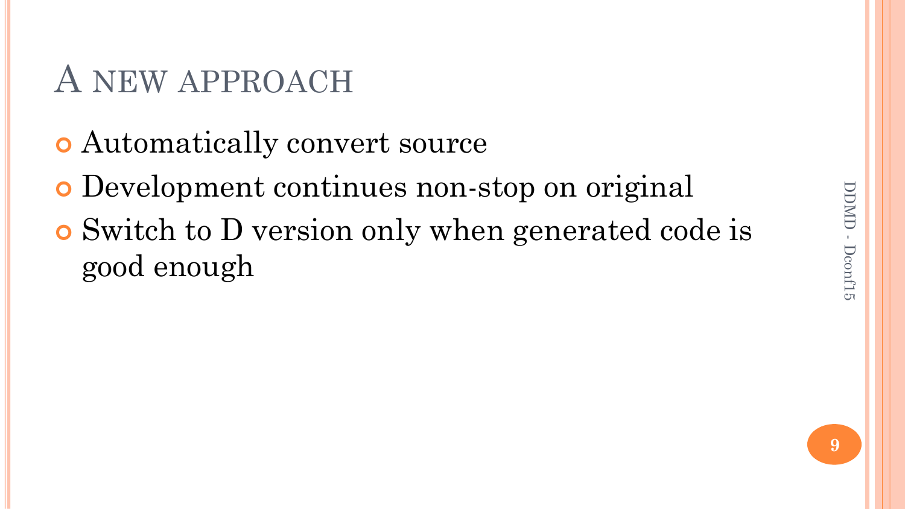# A NEW APPROACH

- Automatically convert source
- Development continues non-stop on original
- Switch to D version only when generated code is good enough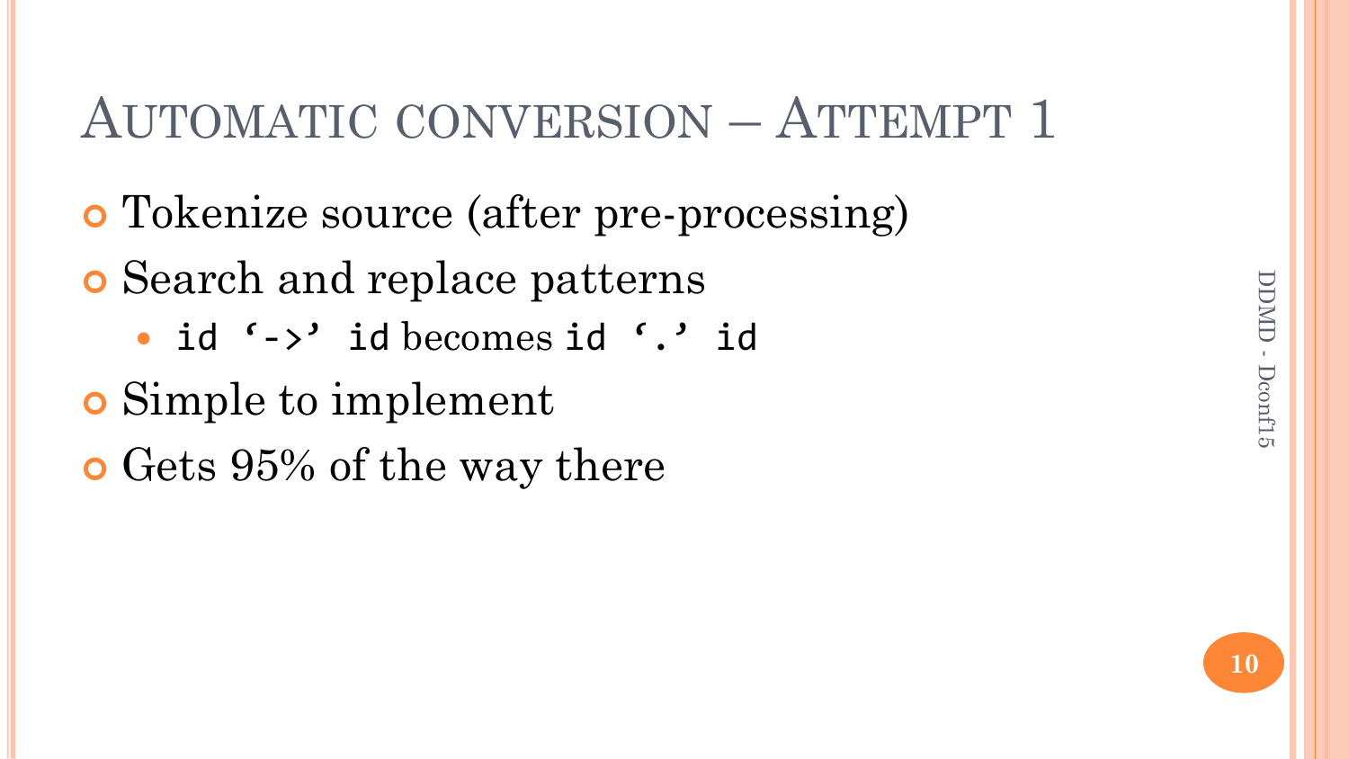# Automatic conversion – Attempt 1

- Tokenize source (after pre-processing)
- Search and replace patterns
  - `id '->' id` becomes `id '.' id`
- Simple to implement
- Gets 95% of the way there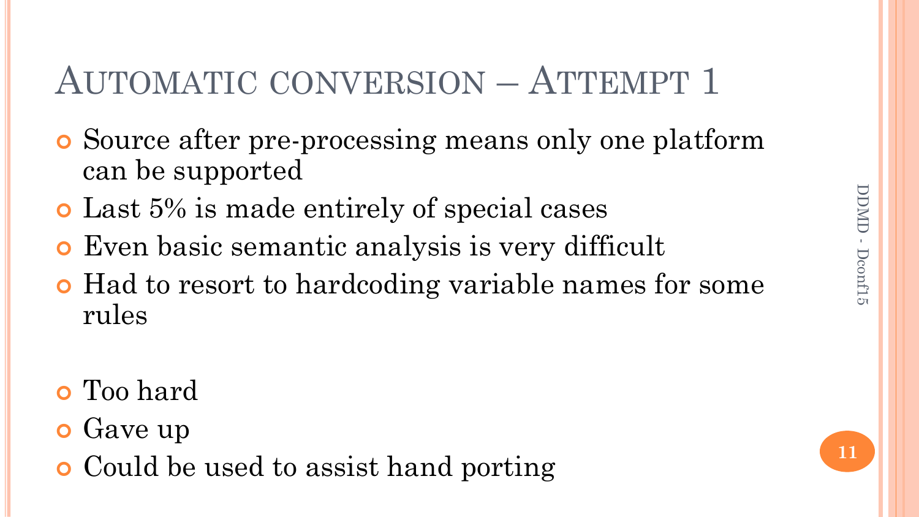# Automatic conversion – Attempt 1

- Source after pre-processing means only one platform can be supported
- Last 5% is made entirely of special cases
- Even basic semantic analysis is very difficult
- Had to resort to hardcoding variable names for some rules

- Too hard
- Gave up
- Could be used to assist hand porting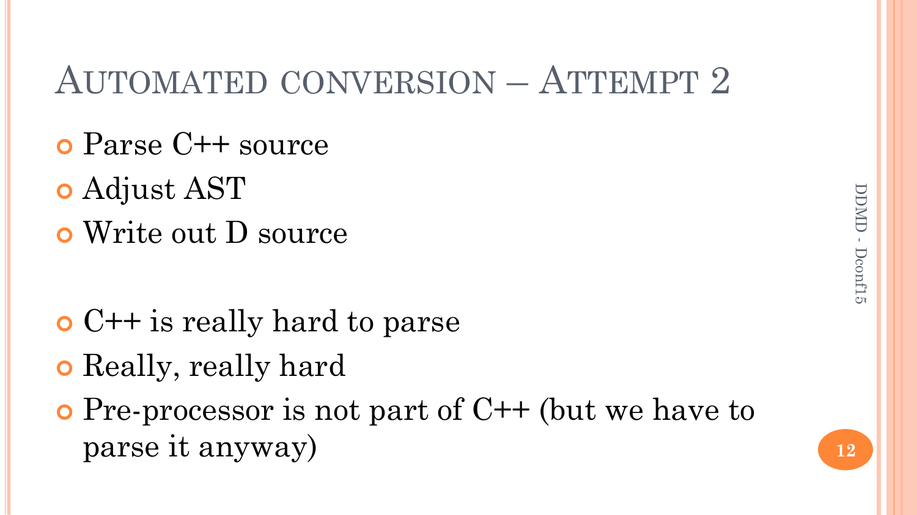# Automated conversion – Attempt 2

- Parse C++ source
- Adjust AST
- Write out D source

- C++ is really hard to parse
- Really, really hard
- Pre-processor is not part of C++ (but we have to parse it anyway)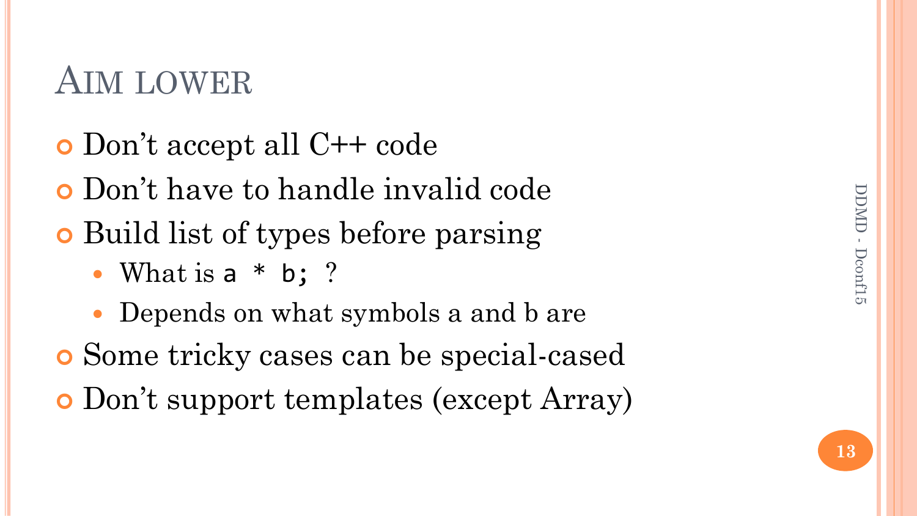# AIM LOWER

- Don't accept all C++ code
- Don't have to handle invalid code
- Build list of types before parsing
  - What is `a * b;` ?
  - Depends on what symbols a and b are
- Some tricky cases can be special-cased
- Don't support templates (except Array)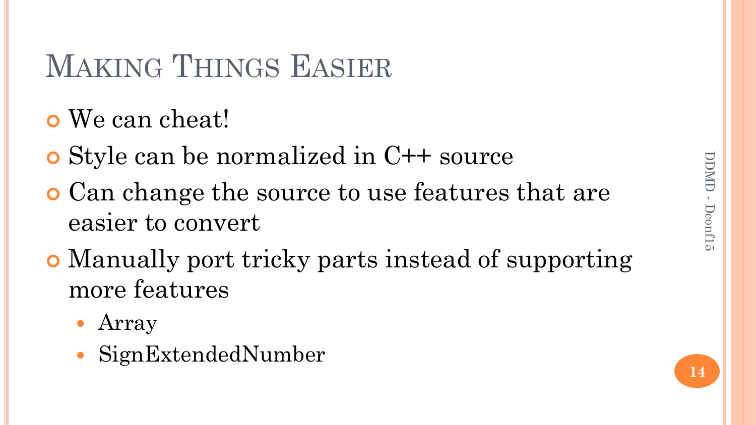# Making Things Easier

- We can cheat!
- Style can be normalized in C++ source
- Can change the source to use features that are easier to convert
- Manually port tricky parts instead of supporting more features
  - Array
  - SignExtendedNumber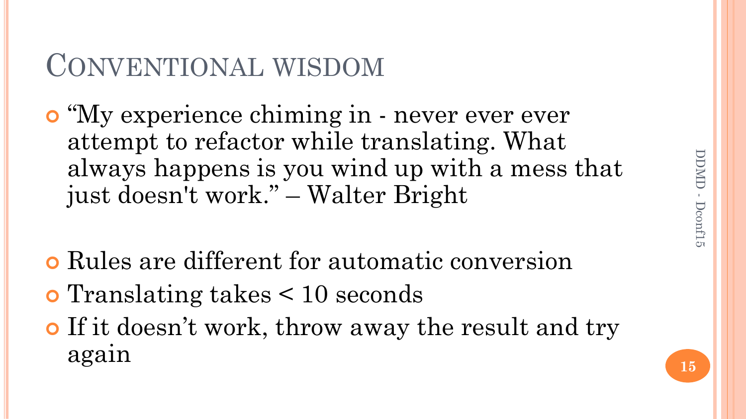# Conventional wisdom

- "My experience chiming in - never ever ever attempt to refactor while translating. What always happens is you wind up with a mess that just doesn't work." – Walter Bright

- Rules are different for automatic conversion
- Translating takes < 10 seconds
- If it doesn't work, throw away the result and try again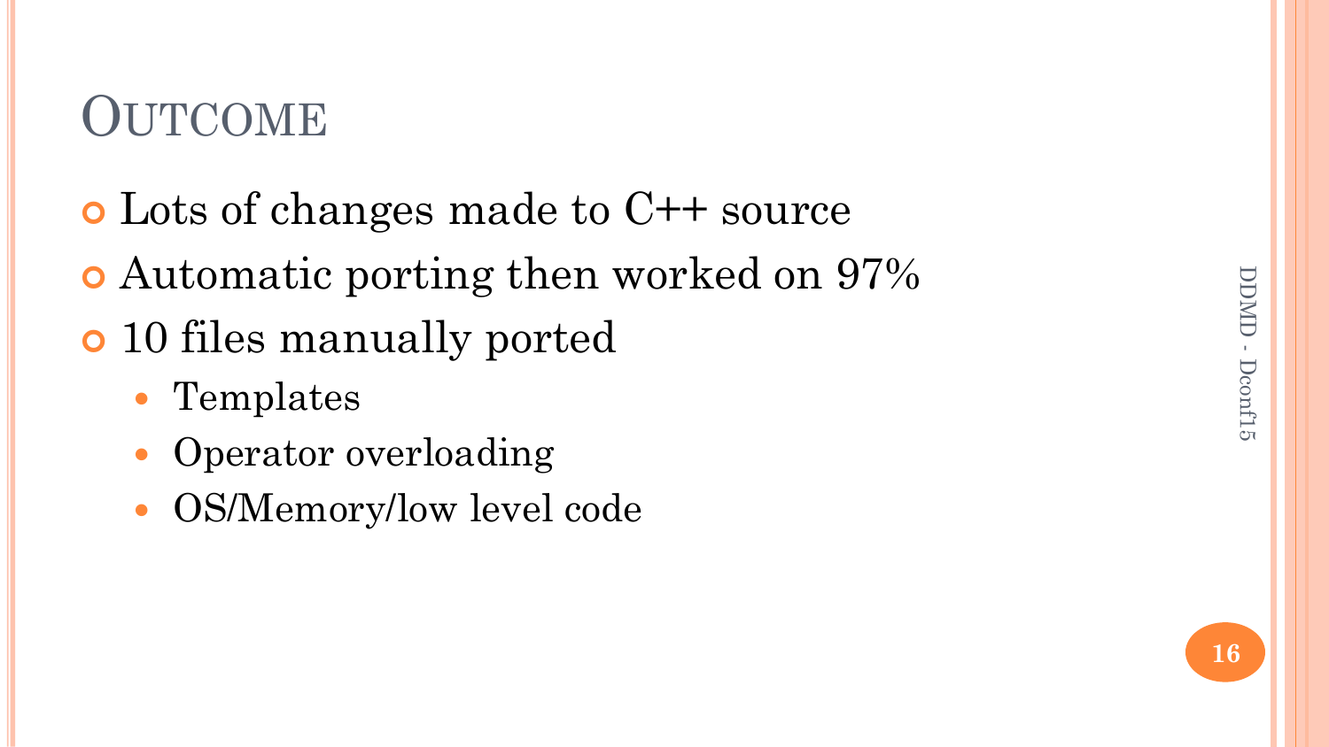# Outcome

- Lots of changes made to C++ source
- Automatic porting then worked on 97%
- 10 files manually ported
  - Templates
  - Operator overloading
  - OS/Memory/low level code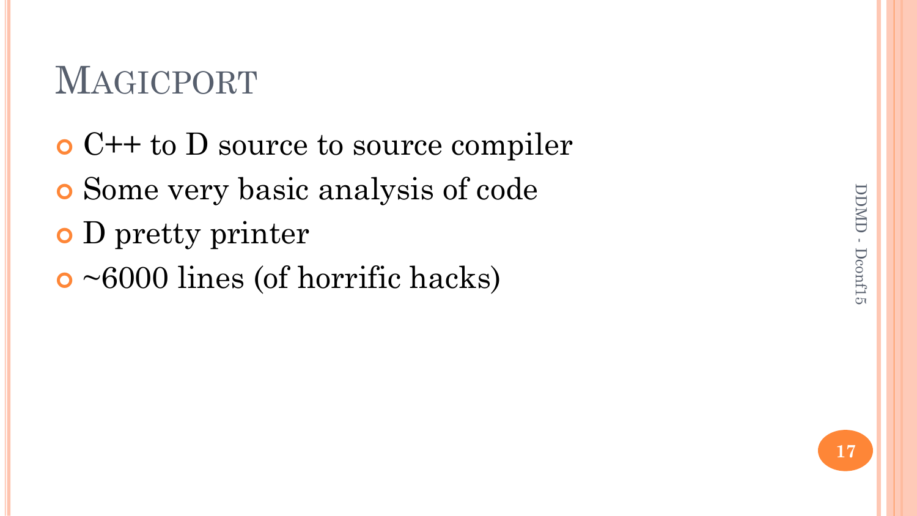# Magicport

- C++ to D source to source compiler
- Some very basic analysis of code
- D pretty printer
- ~6000 lines (of horrific hacks)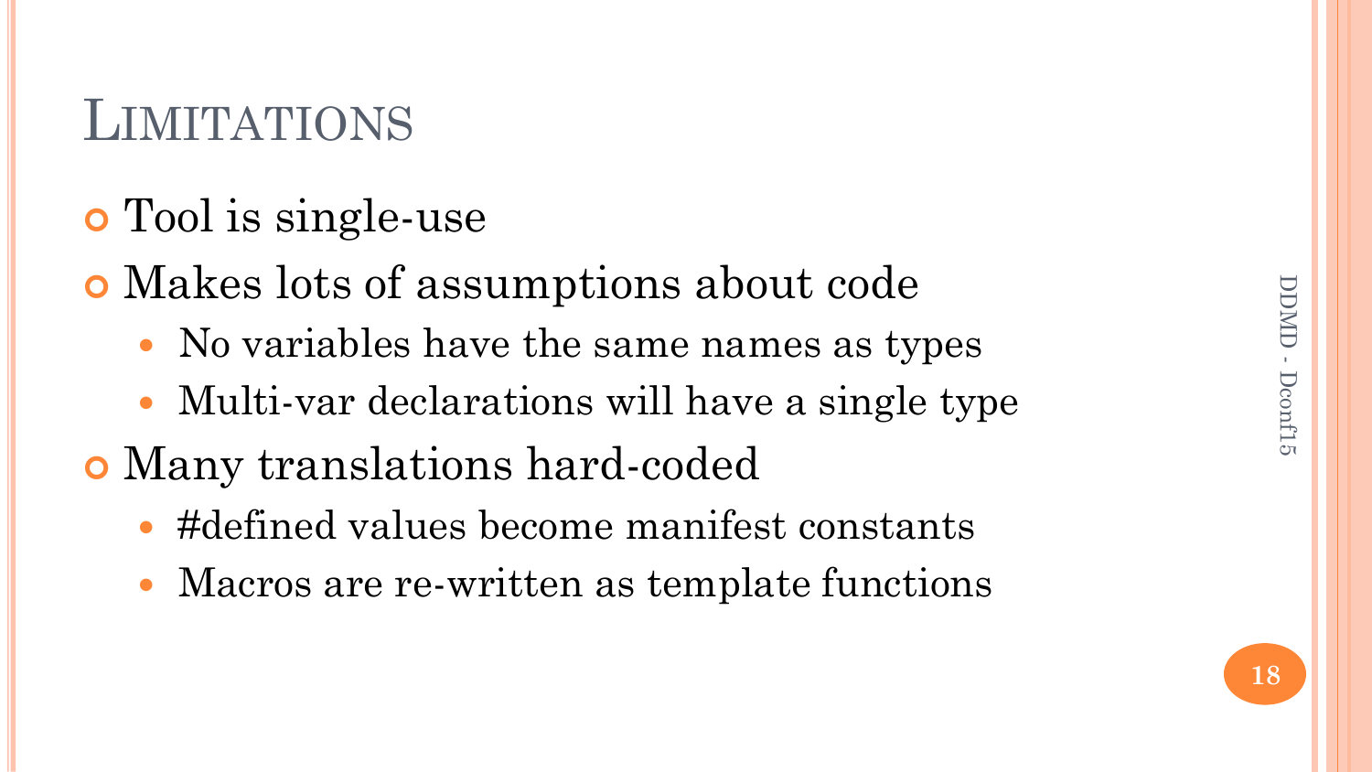# Limitations

- Tool is single-use
- Makes lots of assumptions about code
  - No variables have the same names as types
  - Multi-var declarations will have a single type
- Many translations hard-coded
  - #defined values become manifest constants
  - Macros are re-written as template functions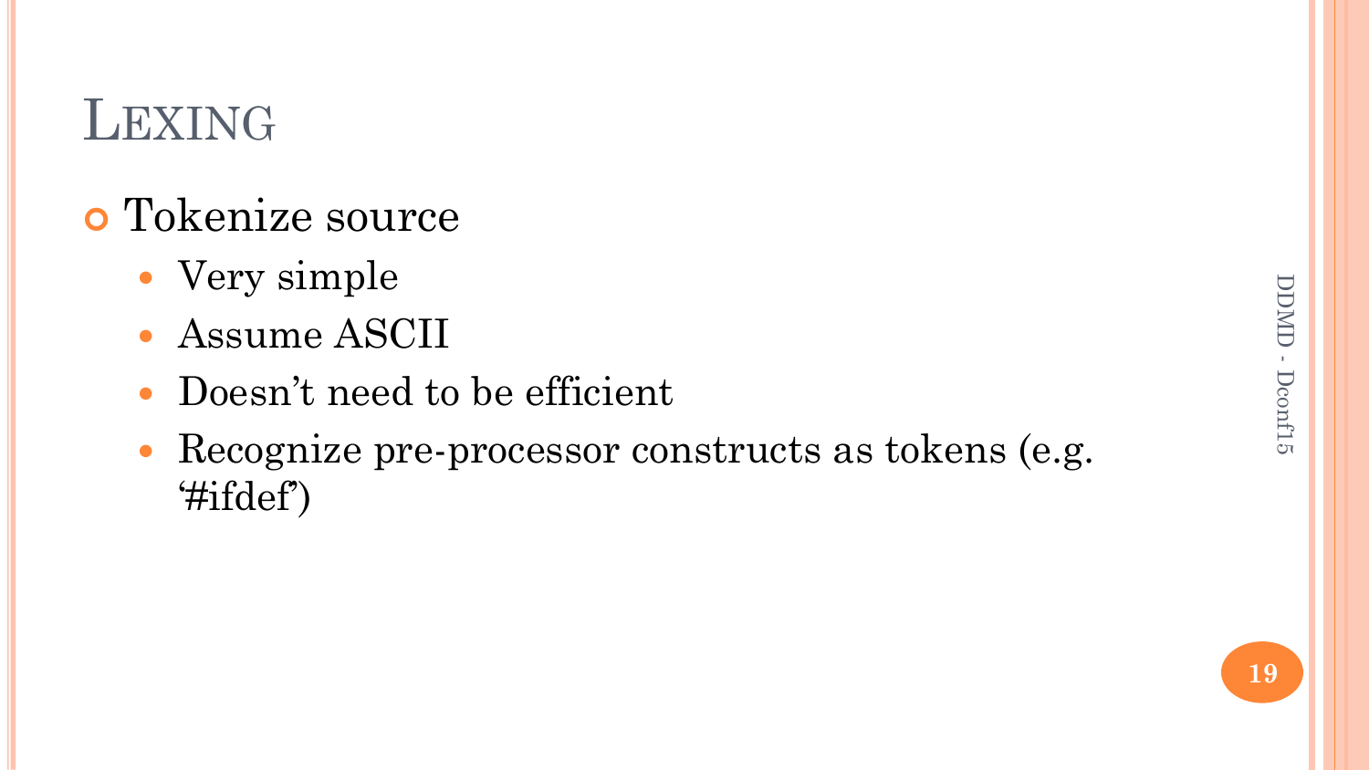# Lexing

- Tokenize source
  - Very simple
  - Assume ASCII
  - Doesn't need to be efficient
  - Recognize pre-processor constructs as tokens (e.g. '#ifdef')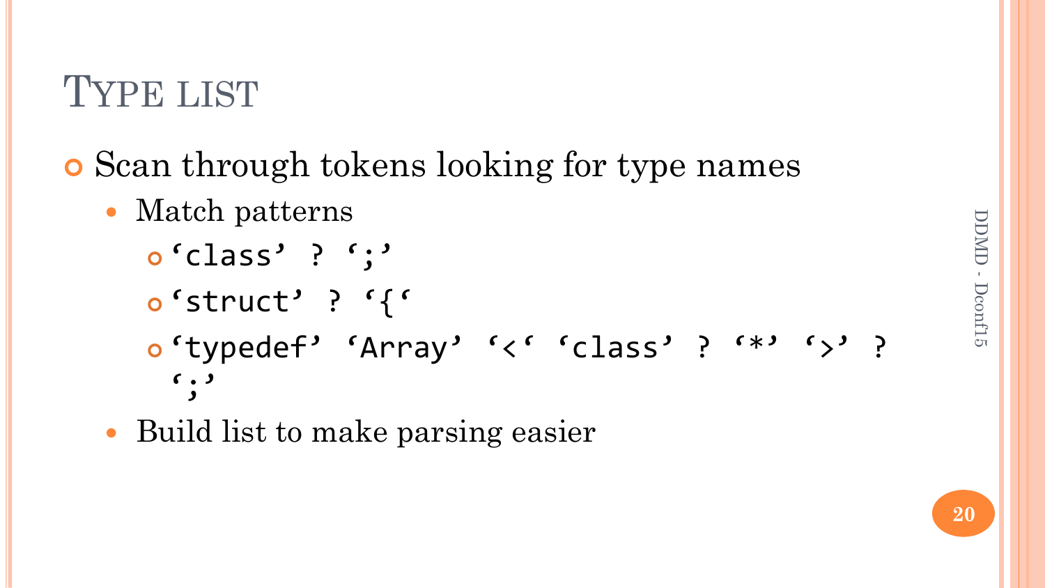# Type list

- Scan through tokens looking for type names
  - Match patterns
    - `‘class’ ? ‘;’`
    - `‘struct’ ? ‘{‘`
    - `‘typedef’ ‘Array’ ‘<‘ ‘class’ ? ‘*’ ‘>’ ? ‘;’`
  - Build list to make parsing easier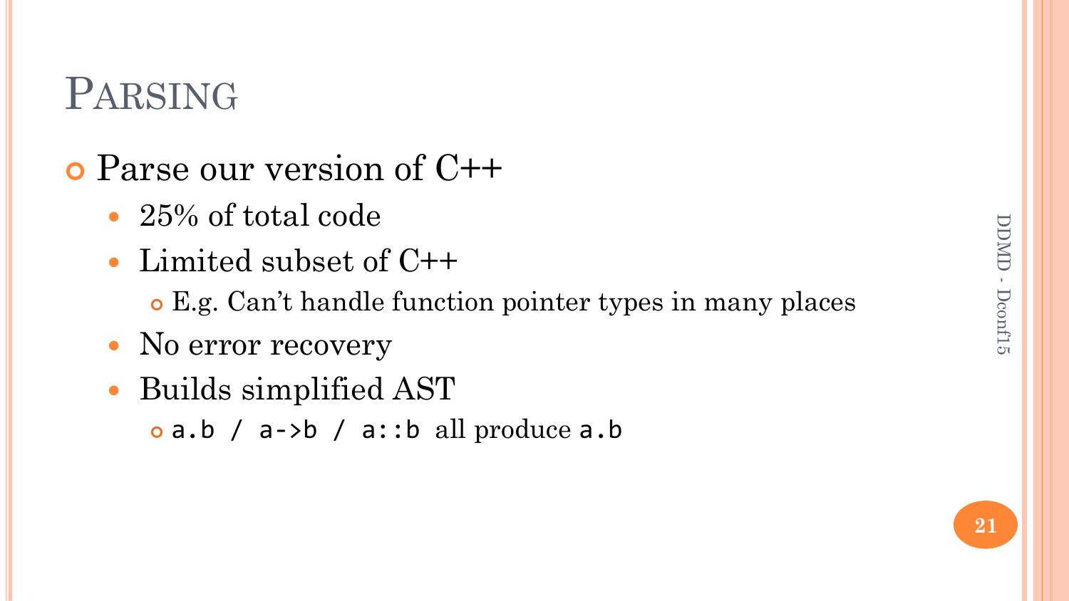# Parsing

- Parse our version of C++
  - 25% of total code
  - Limited subset of C++
    - E.g. Can't handle function pointer types in many places
  - No error recovery
  - Builds simplified AST
    - `a.b / a->b / a::b` all produce `a.b`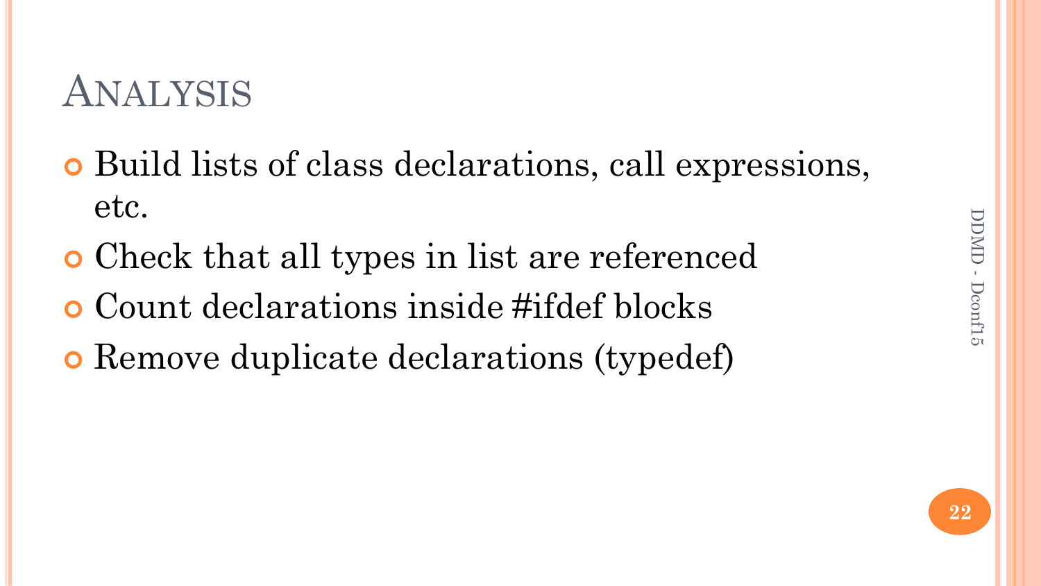# Analysis

- Build lists of class declarations, call expressions, etc.
- Check that all types in list are referenced
- Count declarations inside #ifdef blocks
- Remove duplicate declarations (typedef)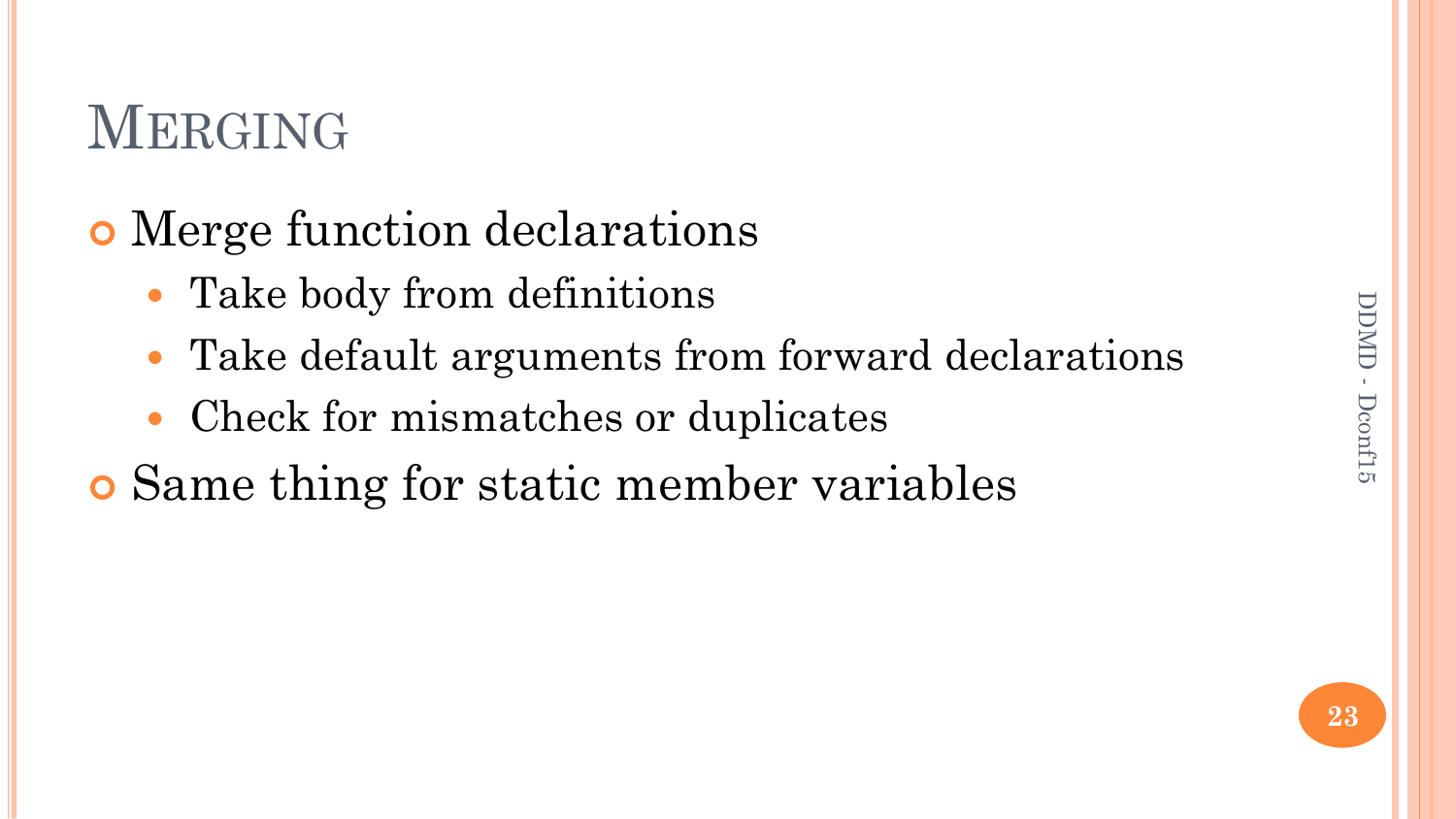# MERGING

- Merge function declarations
  - Take body from definitions
  - Take default arguments from forward declarations
  - Check for mismatches or duplicates
- Same thing for static member variables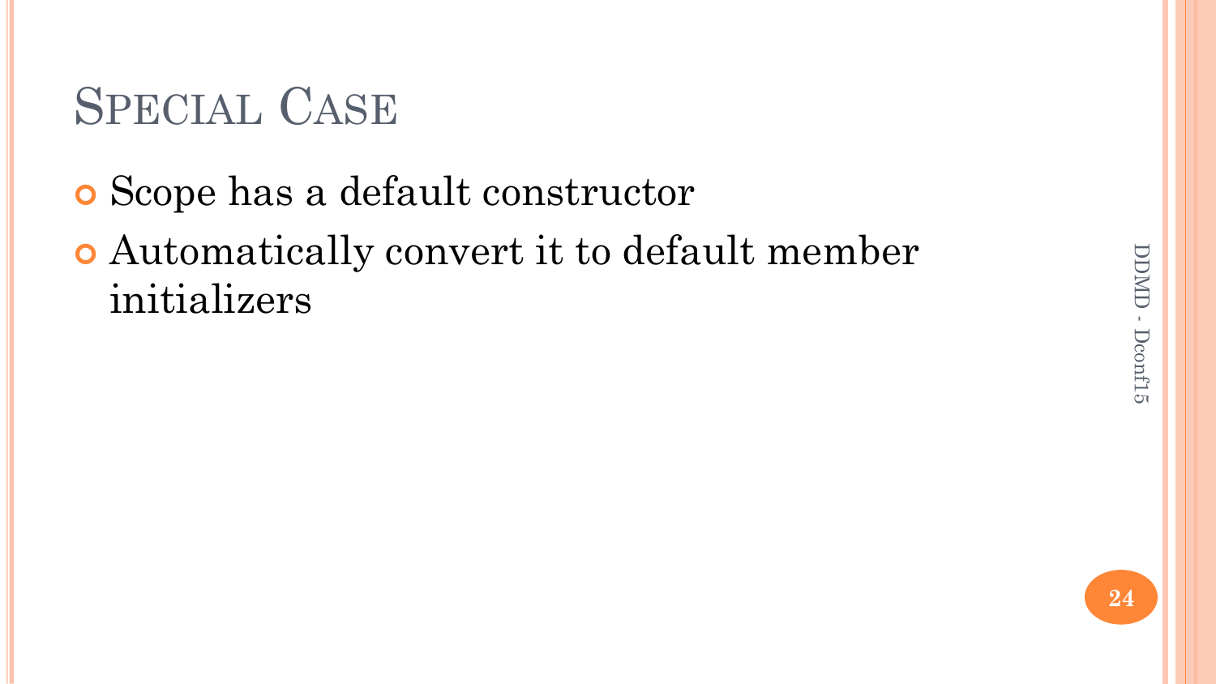# Special Case

- Scope has a default constructor
- Automatically convert it to default member initializers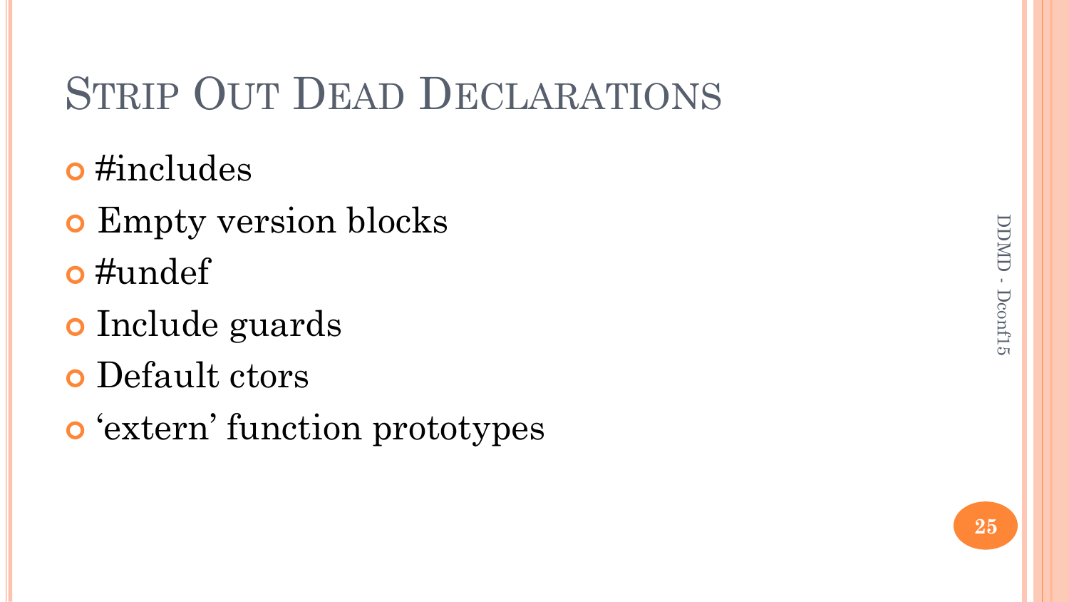# Strip Out Dead Declarations

- #includes
- Empty version blocks
- #undef
- Include guards
- Default ctors
- 'extern' function prototypes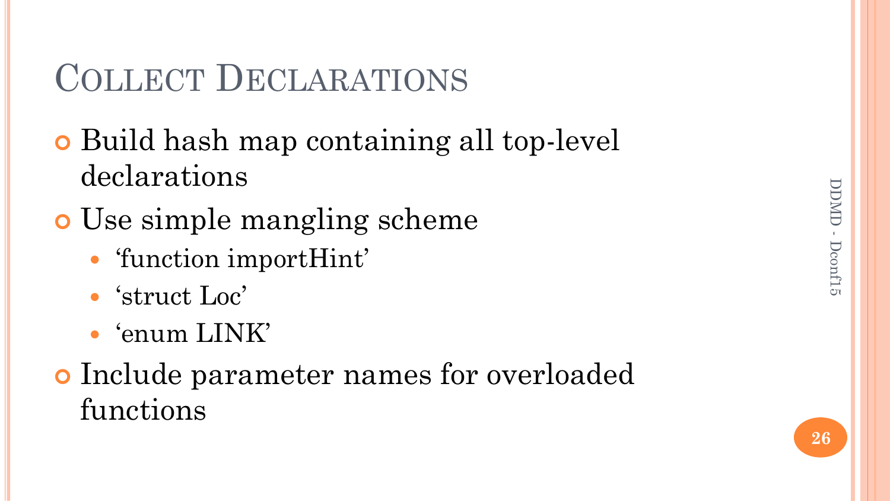# Collect Declarations

- Build hash map containing all top-level declarations
- Use simple mangling scheme
  - 'function importHint'
  - 'struct Loc'
  - 'enum LINK'
- Include parameter names for overloaded functions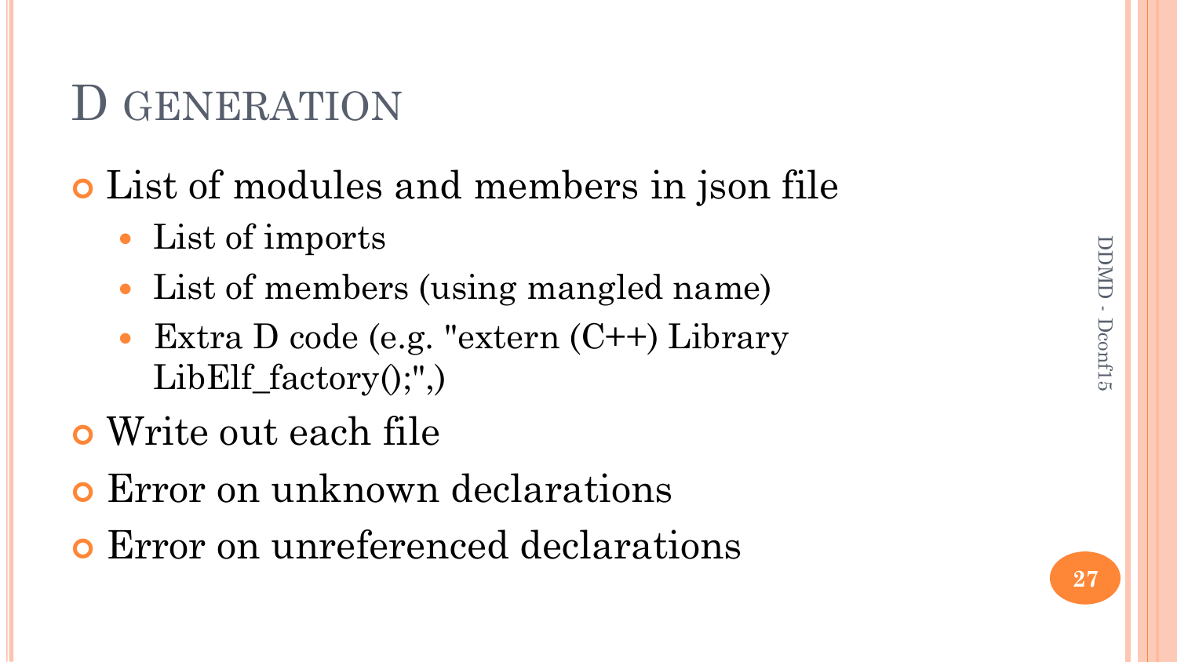# D generation

- List of modules and members in json file
  - List of imports
  - List of members (using mangled name)
  - Extra D code (e.g. "extern (C++) Library LibElf_factory();",)
- Write out each file
- Error on unknown declarations
- Error on unreferenced declarations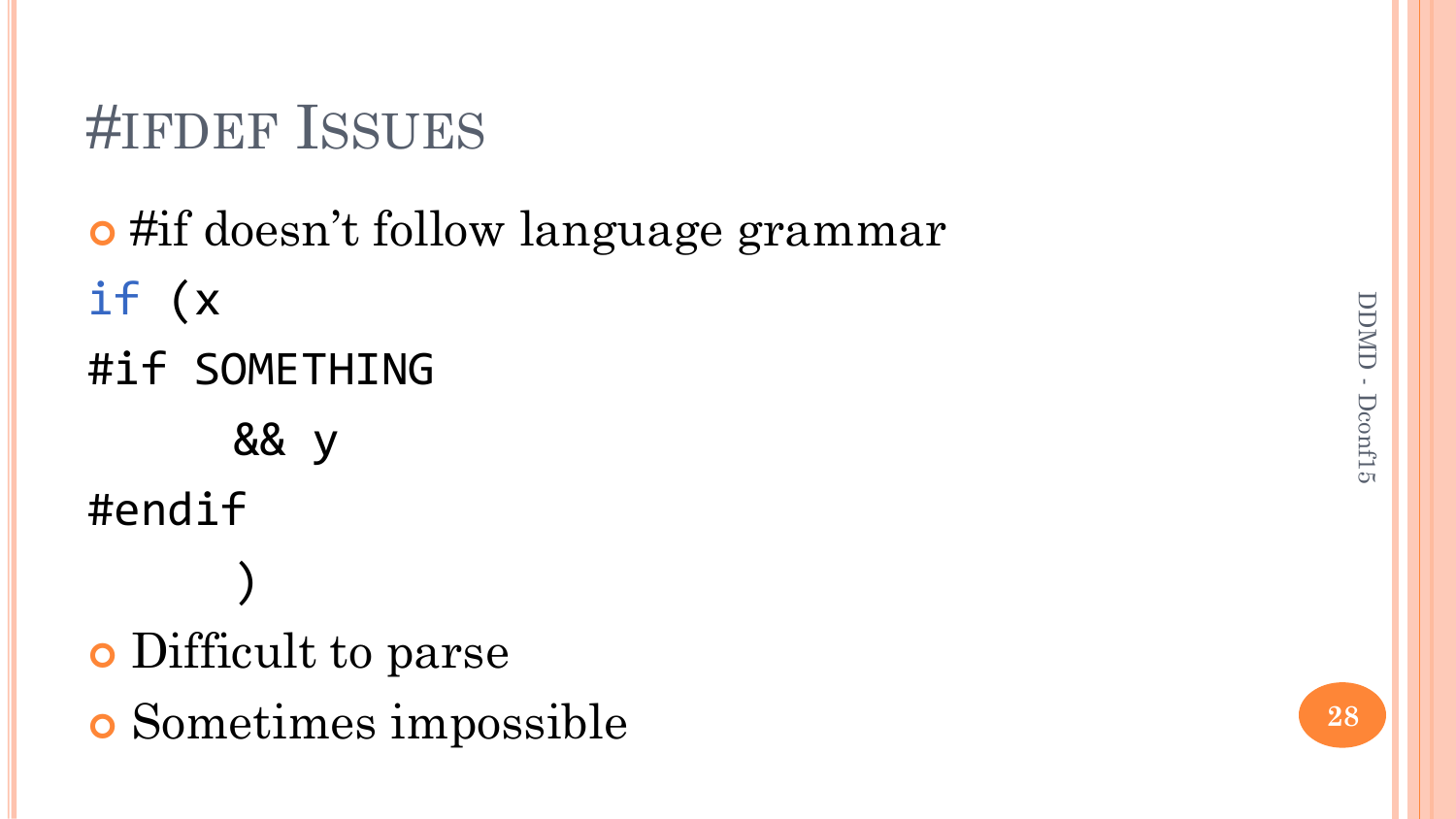# #IFDEF ISSUES

- #if doesn't follow language grammar

```
if (x
#if SOMETHING
     && y
#endif
     )
```

- Difficult to parse
- Sometimes impossible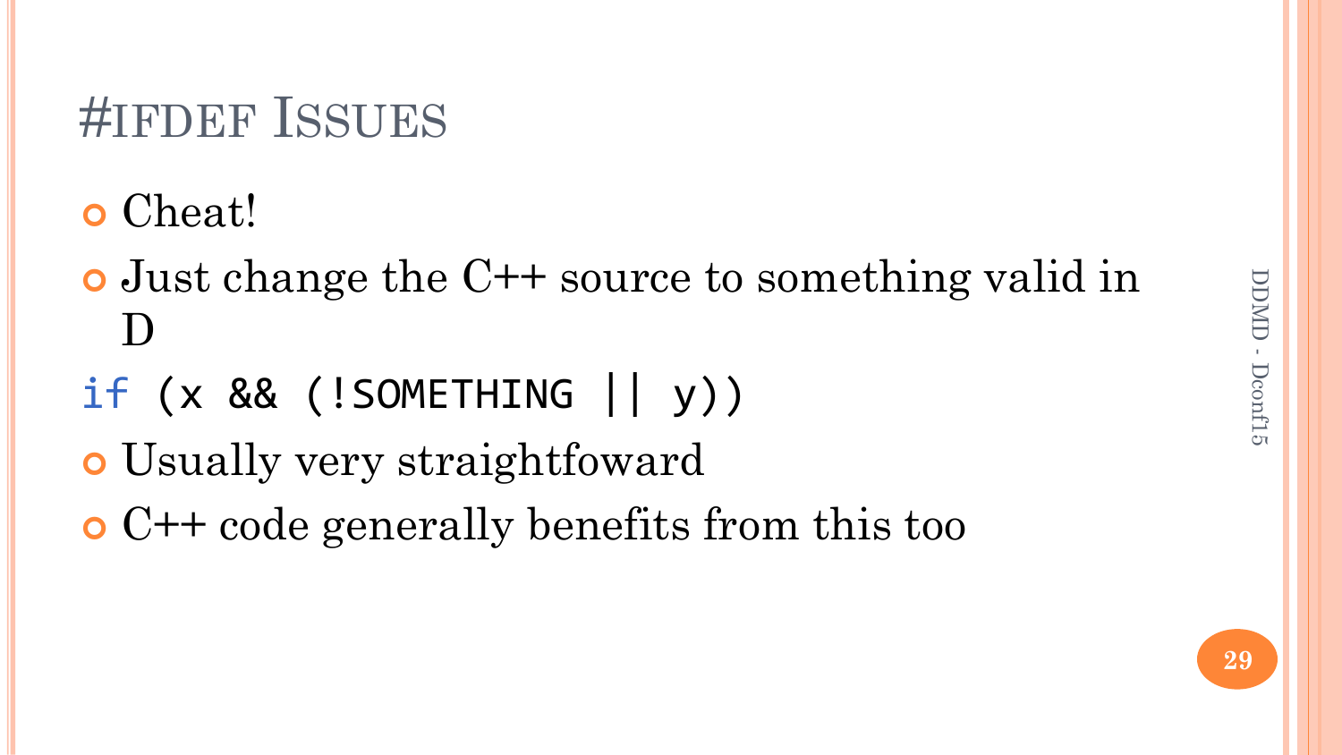# #ifdef Issues

- Cheat!
- Just change the C++ source to something valid in D

```
if (x && (!SOMETHING || y))
```

- Usually very straightfoward
- C++ code generally benefits from this too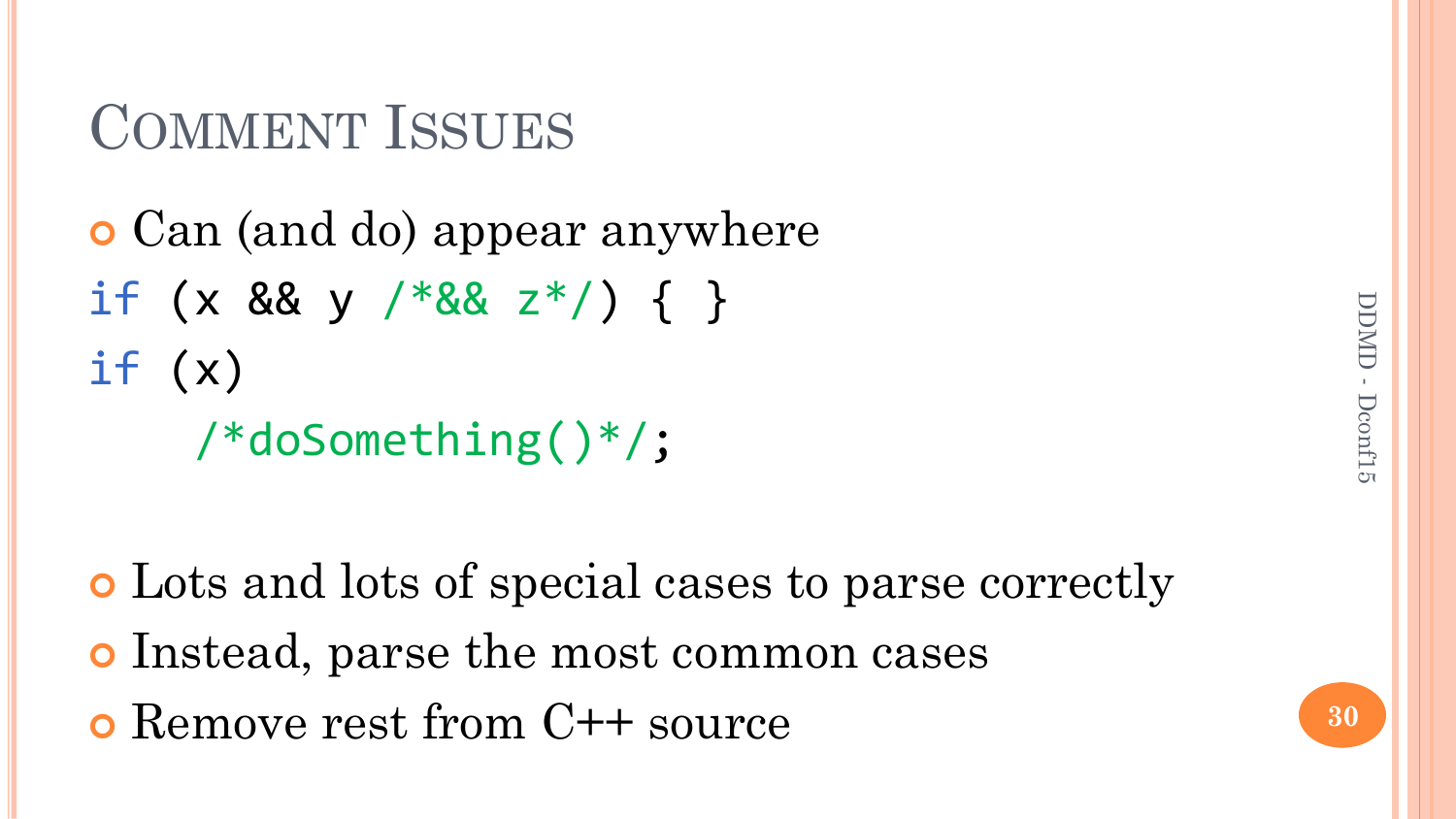# Comment Issues

- Can (and do) appear anywhere

```
if (x && y /*&& z*/) { }
if (x)
    /*doSomething()*/;
```

- Lots and lots of special cases to parse correctly
- Instead, parse the most common cases
- Remove rest from C++ source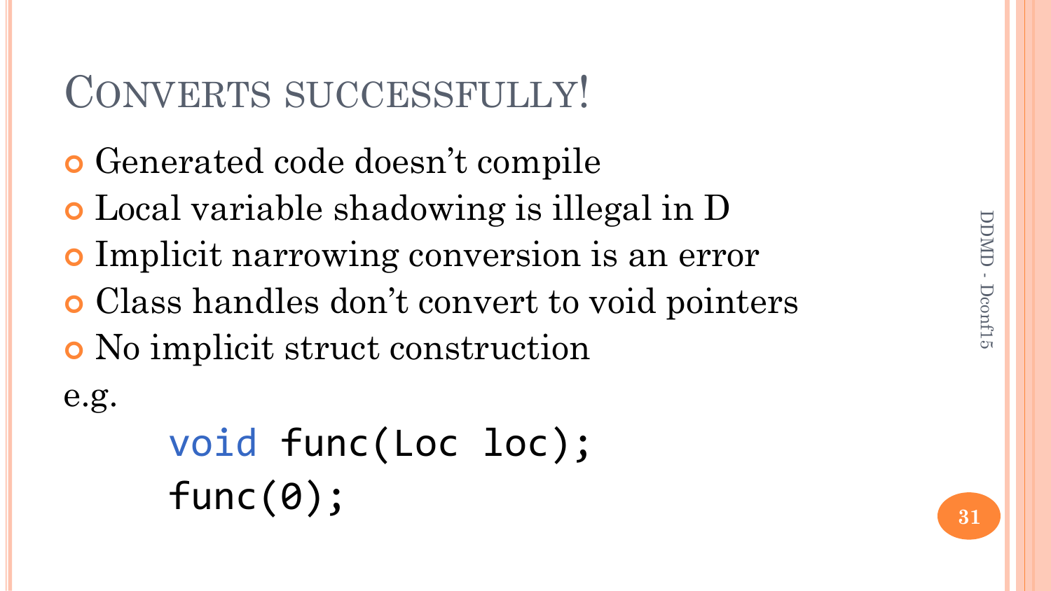# Converts successfully!

- Generated code doesn't compile
- Local variable shadowing is illegal in D
- Implicit narrowing conversion is an error
- Class handles don't convert to void pointers
- No implicit struct construction

e.g.

```
void func(Loc loc);
func(0);
```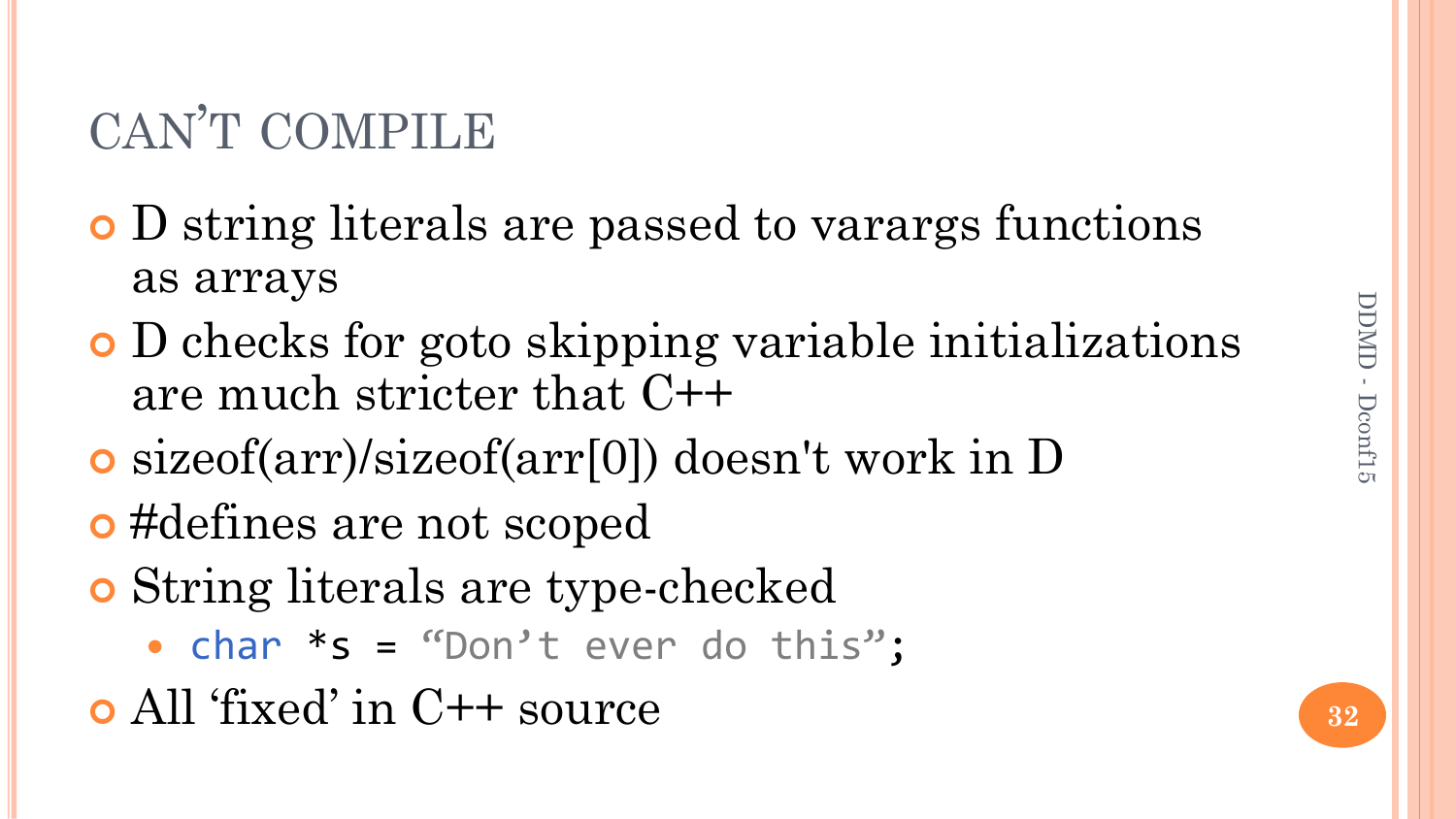# CAN'T COMPILE

- D string literals are passed to varargs functions as arrays
- D checks for goto skipping variable initializations are much stricter that C++
- sizeof(arr)/sizeof(arr[0]) doesn't work in D
- #defines are not scoped
- String literals are type-checked
  - `char *s = "Don't ever do this";`
- All 'fixed' in C++ source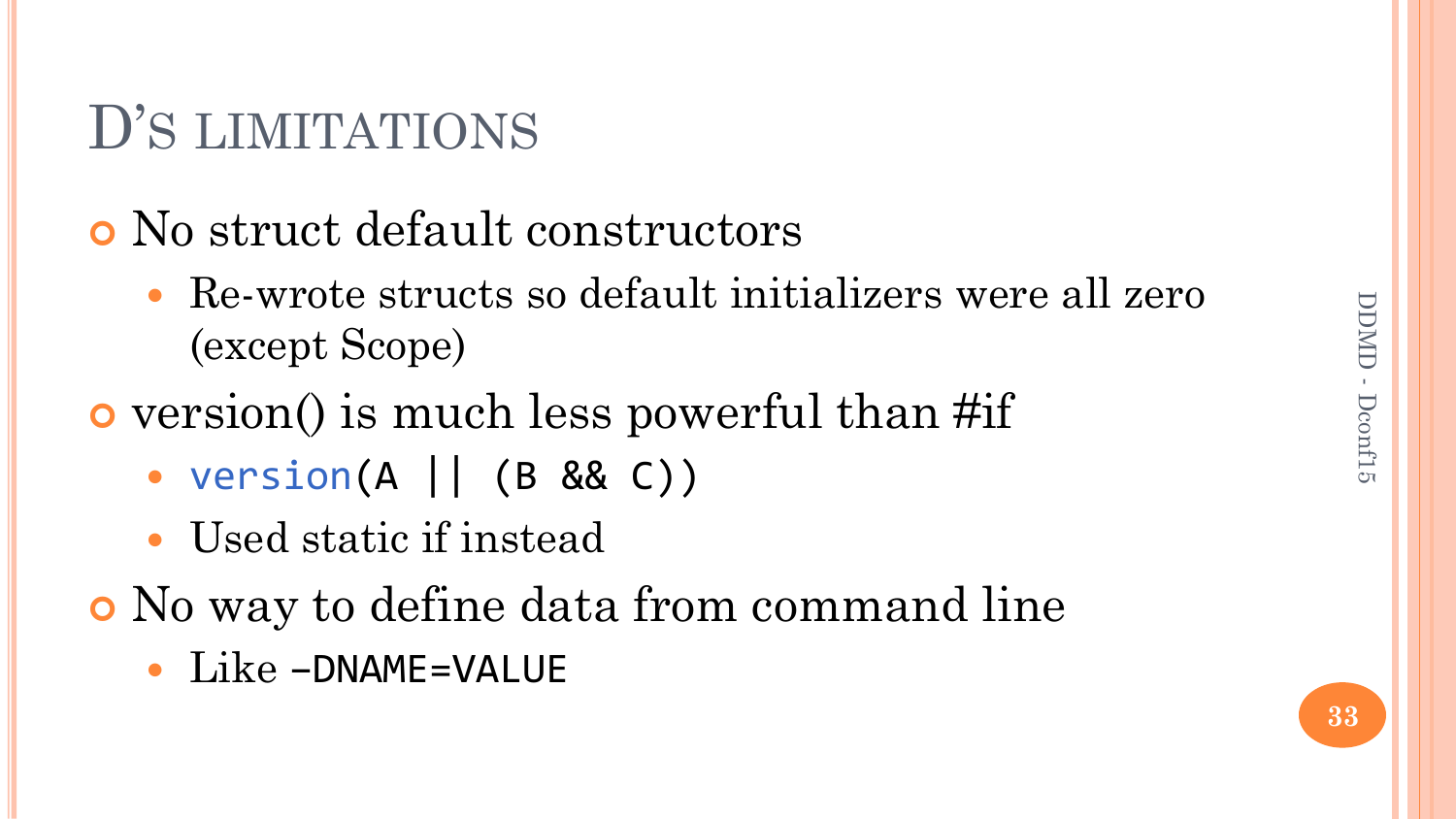# D'S LIMITATIONS

- No struct default constructors
  - Re-wrote structs so default initializers were all zero (except Scope)
- version() is much less powerful than #if
  - `version(A || (B && C))`
  - Used static if instead
- No way to define data from command line
  - Like `-DNAME=VALUE`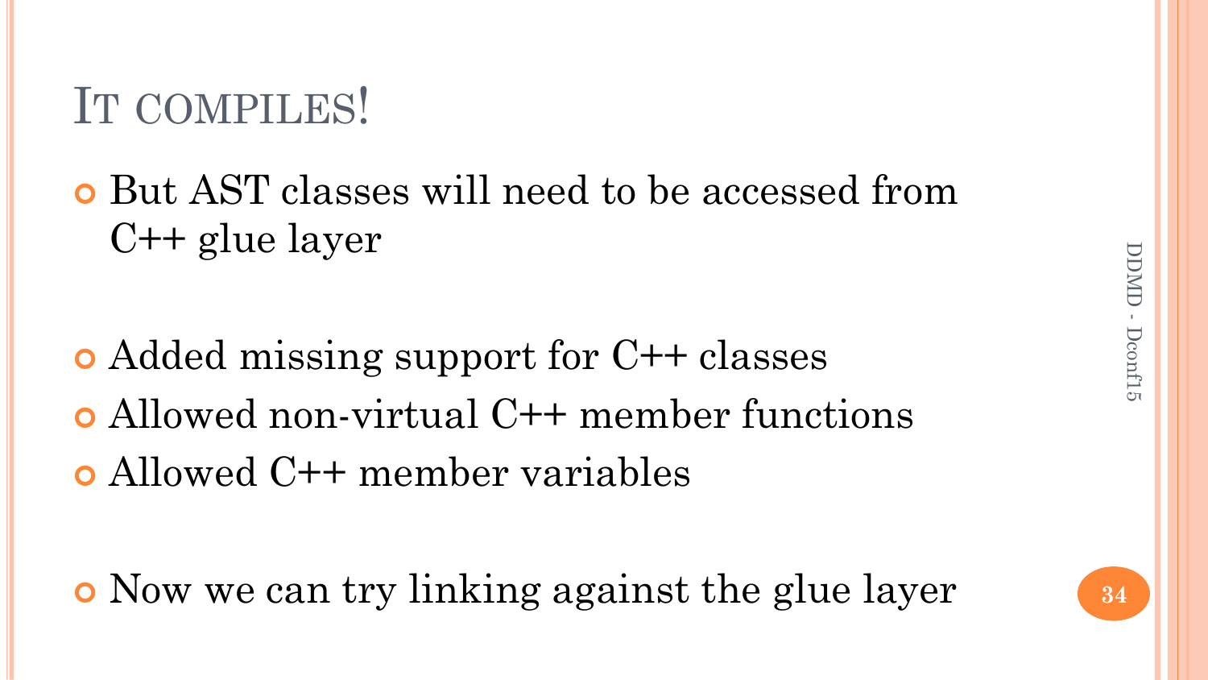# IT COMPILES!

- But AST classes will need to be accessed from C++ glue layer

- Added missing support for C++ classes
- Allowed non-virtual C++ member functions
- Allowed C++ member variables

- Now we can try linking against the glue layer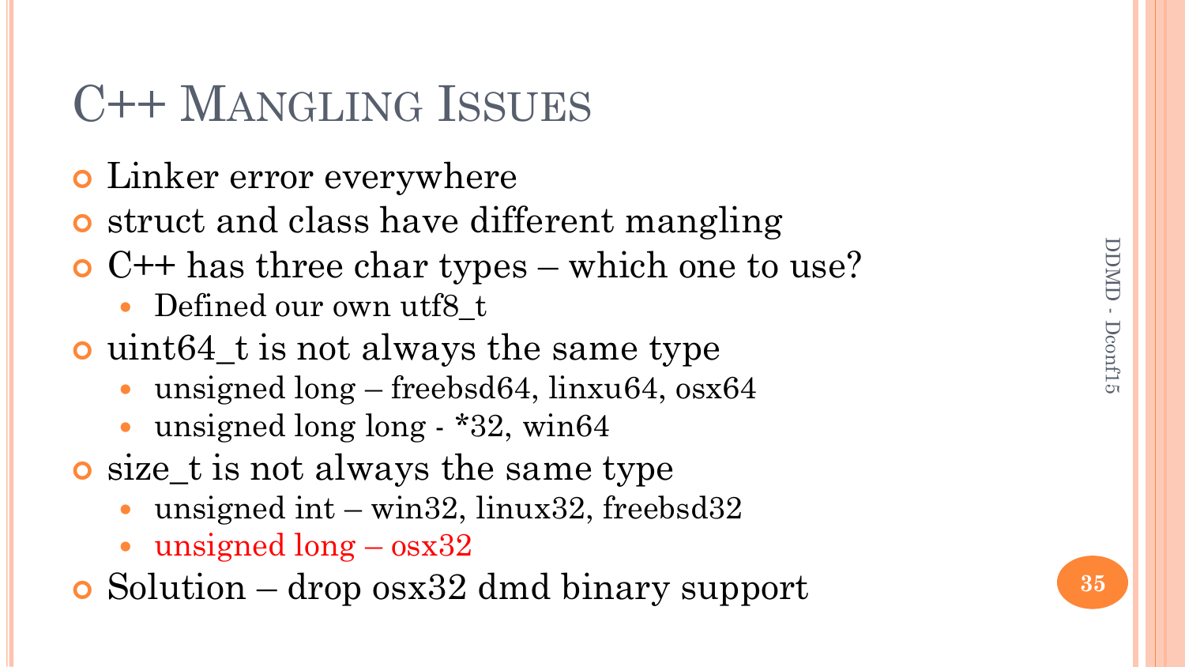# C++ Mangling Issues

- Linker error everywhere
- struct and class have different mangling
- C++ has three char types – which one to use?
  - Defined our own utf8_t
- uint64_t is not always the same type
  - unsigned long – freebsd64, linxu64, osx64
  - unsigned long long - *32, win64
- size_t is not always the same type
  - unsigned int – win32, linux32, freebsd32
  - unsigned long – osx32
- Solution – drop osx32 dmd binary support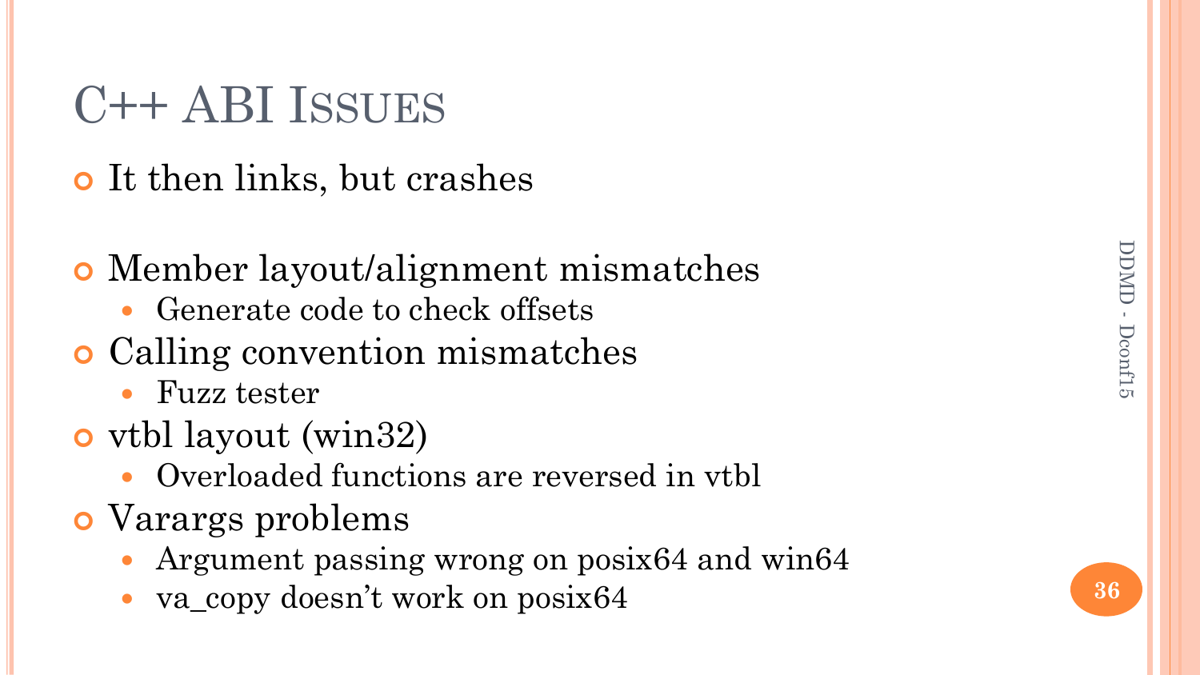# C++ ABI Issues

- It then links, but crashes

- Member layout/alignment mismatches
  - Generate code to check offsets
- Calling convention mismatches
  - Fuzz tester
- vtbl layout (win32)
  - Overloaded functions are reversed in vtbl
- Varargs problems
  - Argument passing wrong on posix64 and win64
  - va_copy doesn't work on posix64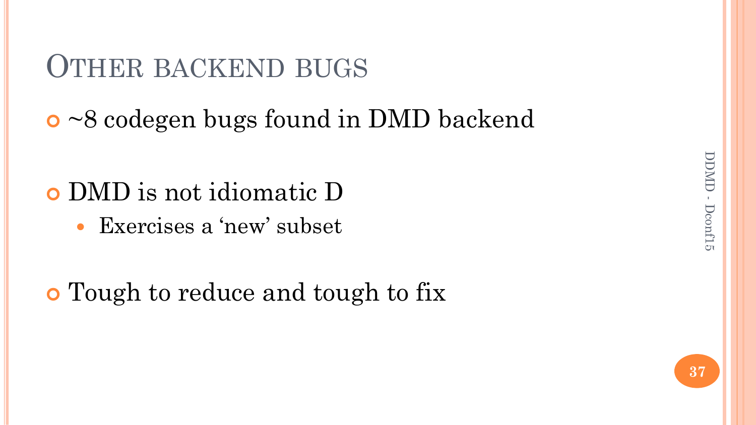# Other backend bugs

- ~8 codegen bugs found in DMD backend
- DMD is not idiomatic D
  - Exercises a 'new' subset
- Tough to reduce and tough to fix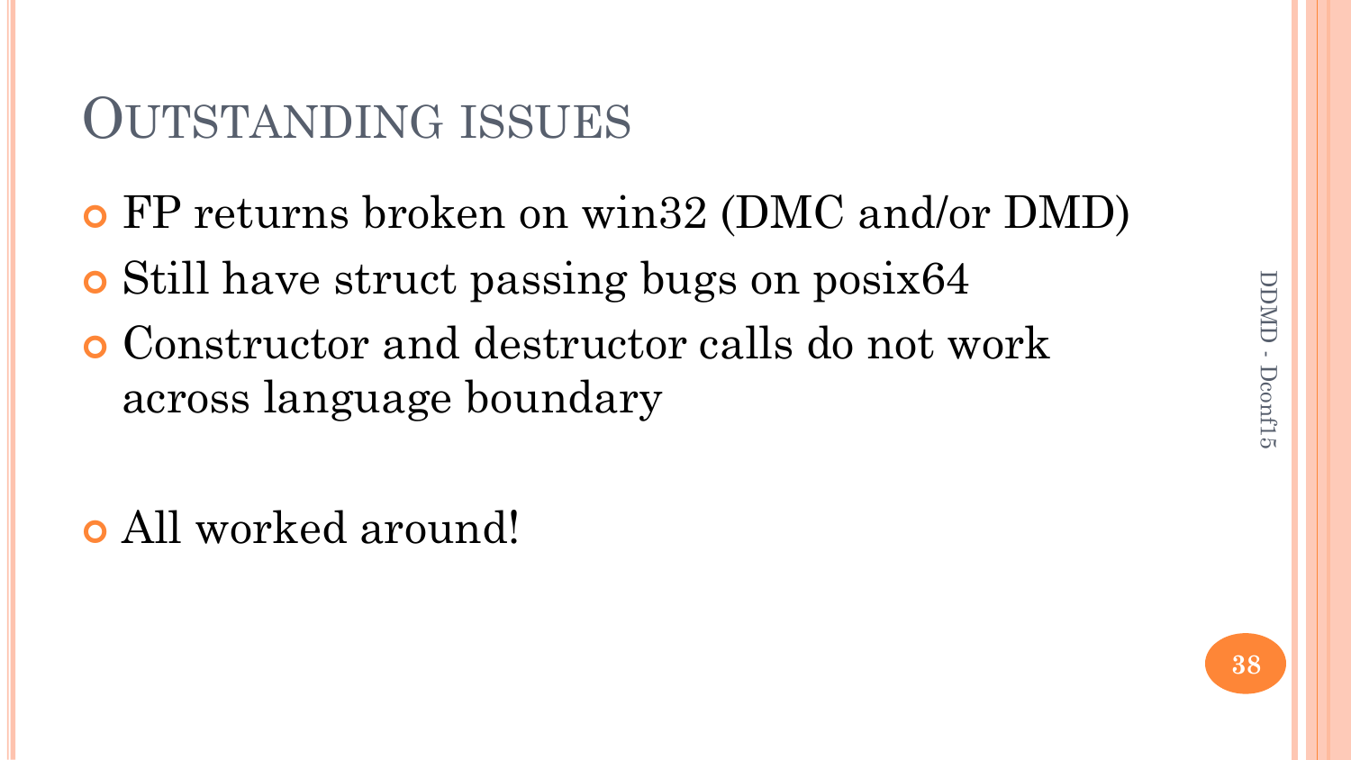# Outstanding issues

- FP returns broken on win32 (DMC and/or DMD)
- Still have struct passing bugs on posix64
- Constructor and destructor calls do not work across language boundary

- All worked around!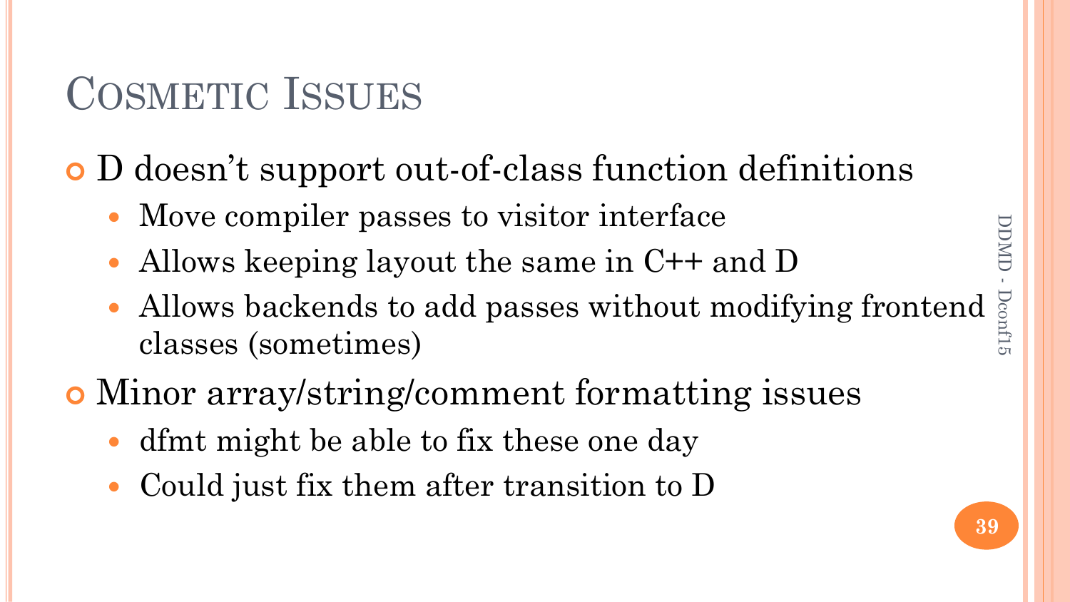# Cosmetic Issues

- D doesn't support out-of-class function definitions
  - Move compiler passes to visitor interface
  - Allows keeping layout the same in C++ and D
  - Allows backends to add passes without modifying frontend classes (sometimes)
- Minor array/string/comment formatting issues
  - dfmt might be able to fix these one day
  - Could just fix them after transition to D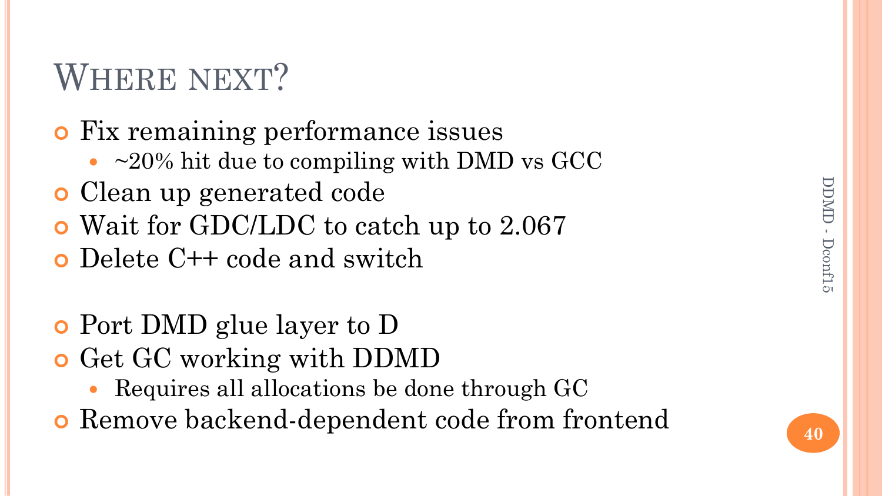# Where next?

- Fix remaining performance issues
  - ~20% hit due to compiling with DMD vs GCC
- Clean up generated code
- Wait for GDC/LDC to catch up to 2.067
- Delete C++ code and switch

- Port DMD glue layer to D
- Get GC working with DDMD
  - Requires all allocations be done through GC
- Remove backend-dependent code from frontend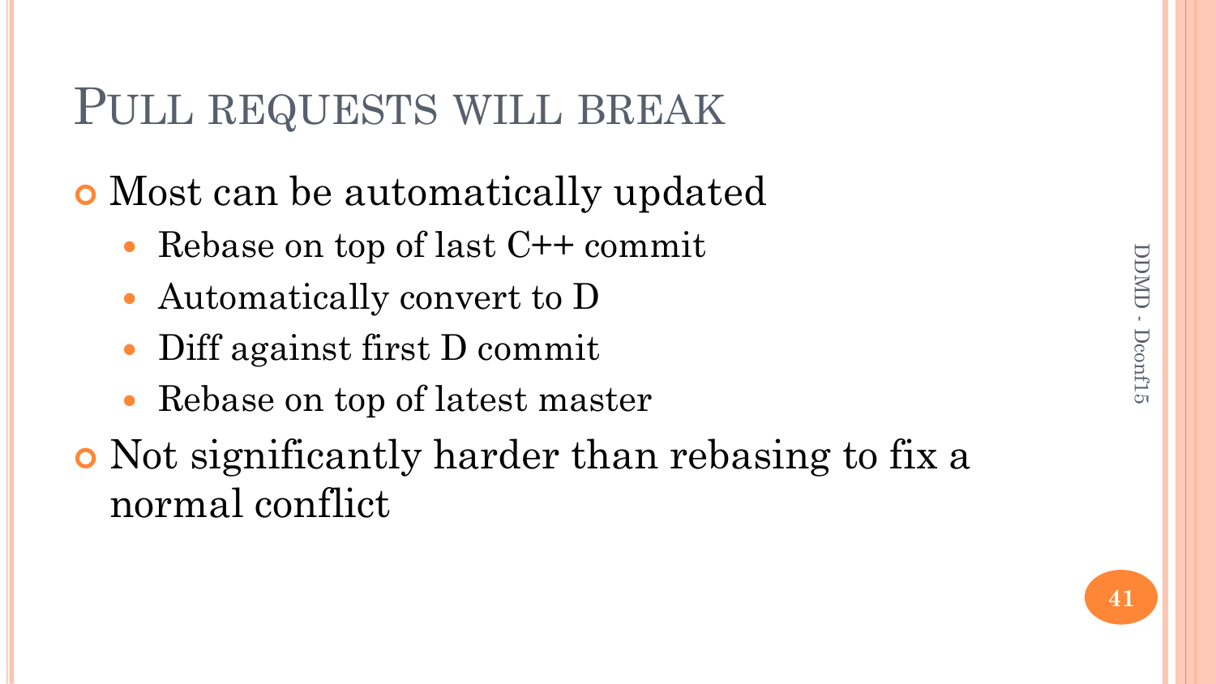# Pull requests will break

- Most can be automatically updated
  - Rebase on top of last C++ commit
  - Automatically convert to D
  - Diff against first D commit
  - Rebase on top of latest master
- Not significantly harder than rebasing to fix a normal conflict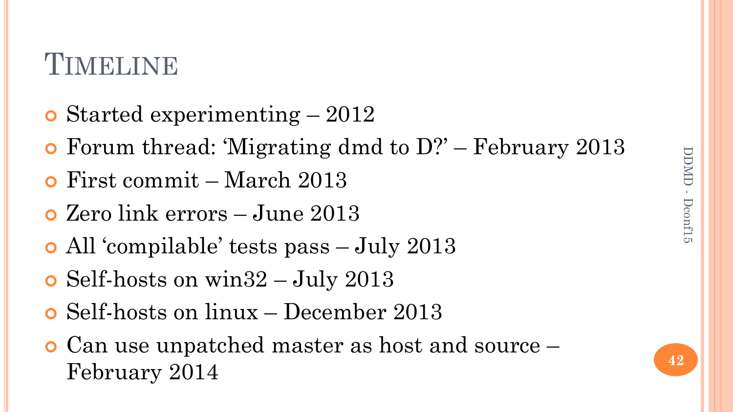# Timeline

- Started experimenting – 2012
- Forum thread: 'Migrating dmd to D?' – February 2013
- First commit – March 2013
- Zero link errors – June 2013
- All 'compilable' tests pass – July 2013
- Self-hosts on win32 – July 2013
- Self-hosts on linux – December 2013
- Can use unpatched master as host and source – February 2014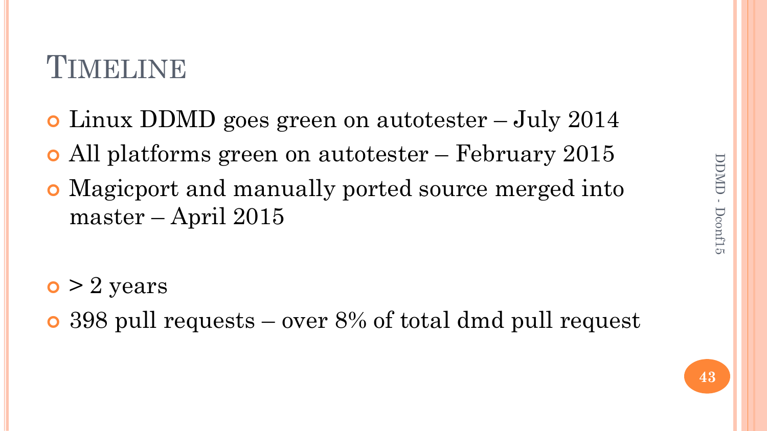# Timeline

- Linux DDMD goes green on autotester – July 2014
- All platforms green on autotester – February 2015
- Magicport and manually ported source merged into master – April 2015

- > 2 years
- 398 pull requests – over 8% of total dmd pull request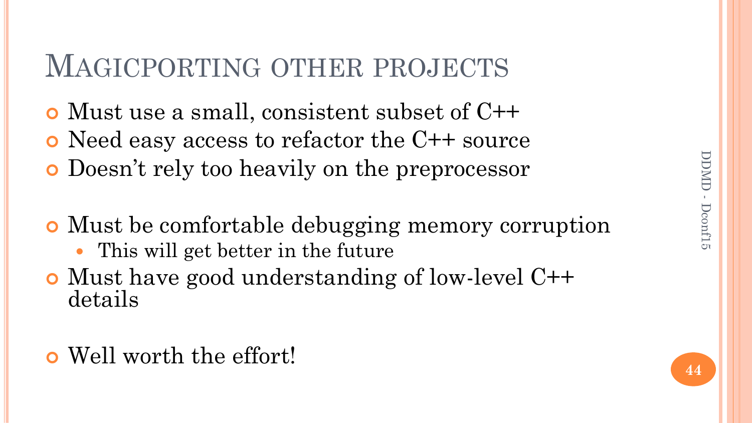# Magicporting other projects

- Must use a small, consistent subset of C++
- Need easy access to refactor the C++ source
- Doesn't rely too heavily on the preprocessor

- Must be comfortable debugging memory corruption
  - This will get better in the future
- Must have good understanding of low-level C++ details

- Well worth the effort!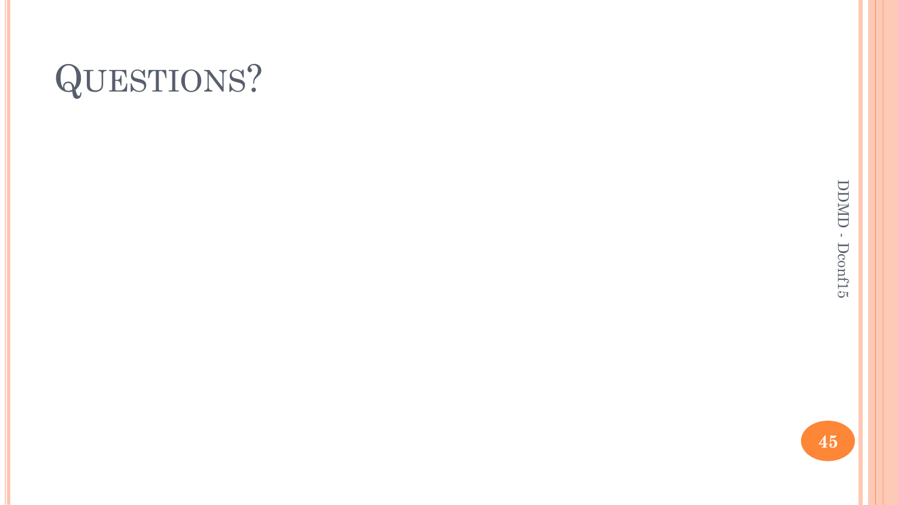# Questions?